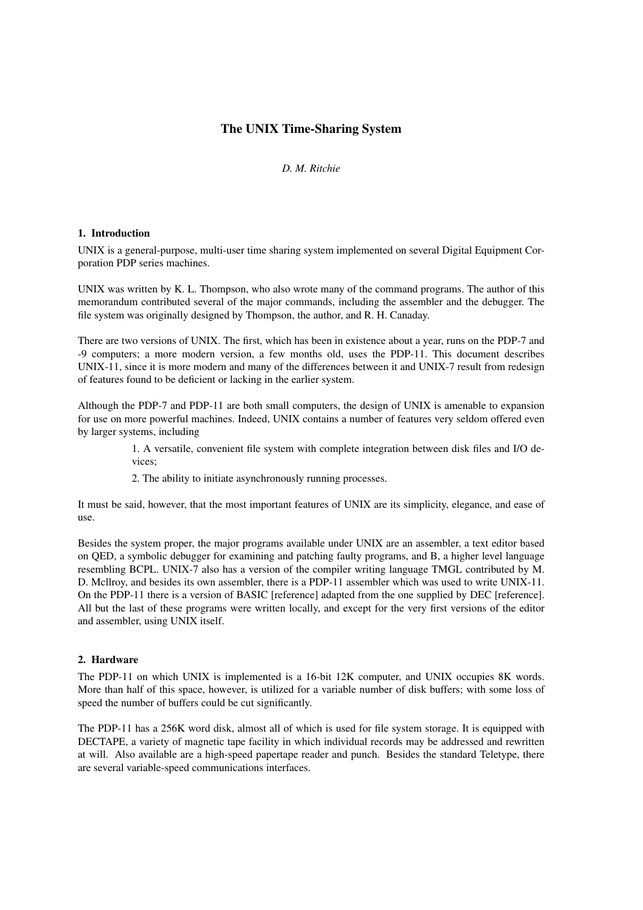# The UNIX Time-Sharing System

*D. M. Ritchie*

## 1. Introduction

UNIX is a general-purpose, multi-user time sharing system implemented on several Digital Equipment Corporation PDP series machines.

UNIX was written by K. L. Thompson, who also wrote many of the command programs. The author of this memorandum contributed several of the major commands, including the assembler and the debugger. The file system was originally designed by Thompson, the author, and R. H. Canaday.

There are two versions of UNIX. The first, which has been in existence about a year, runs on the PDP-7 and -9 computers; a more modern version, a few months old, uses the PDP-11. This document describes UNIX-11, since it is more modern and many of the differences between it and UNIX-7 result from redesign of features found to be deficient or lacking in the earlier system.

Although the PDP-7 and PDP-11 are both small computers, the design of UNIX is amenable to expansion for use on more powerful machines. Indeed, UNIX contains a number of features very seldom offered even by larger systems, including

> 1. A versatile, convenient file system with complete integration between disk files and I/O devices;
>
> 2. The ability to initiate asynchronously running processes.

It must be said, however, that the most important features of UNIX are its simplicity, elegance, and ease of use.

Besides the system proper, the major programs available under UNIX are an assembler, a text editor based on QED, a symbolic debugger for examining and patching faulty programs, and B, a higher level language resembling BCPL. UNIX-7 also has a version of the compiler writing language TMGL contributed by M. D. McIlroy, and besides its own assembler, there is a PDP-11 assembler which was used to write UNIX-11. On the PDP-11 there is a version of BASIC [reference] adapted from the one supplied by DEC [reference]. All but the last of these programs were written locally, and except for the very first versions of the editor and assembler, using UNIX itself.

## 2. Hardware

The PDP-11 on which UNIX is implemented is a 16-bit 12K computer, and UNIX occupies 8K words. More than half of this space, however, is utilized for a variable number of disk buffers; with some loss of speed the number of buffers could be cut significantly.

The PDP-11 has a 256K word disk, almost all of which is used for file system storage. It is equipped with DECTAPE, a variety of magnetic tape facility in which individual records may be addressed and rewritten at will. Also available are a high-speed papertape reader and punch. Besides the standard Teletype, there are several variable-speed communications interfaces.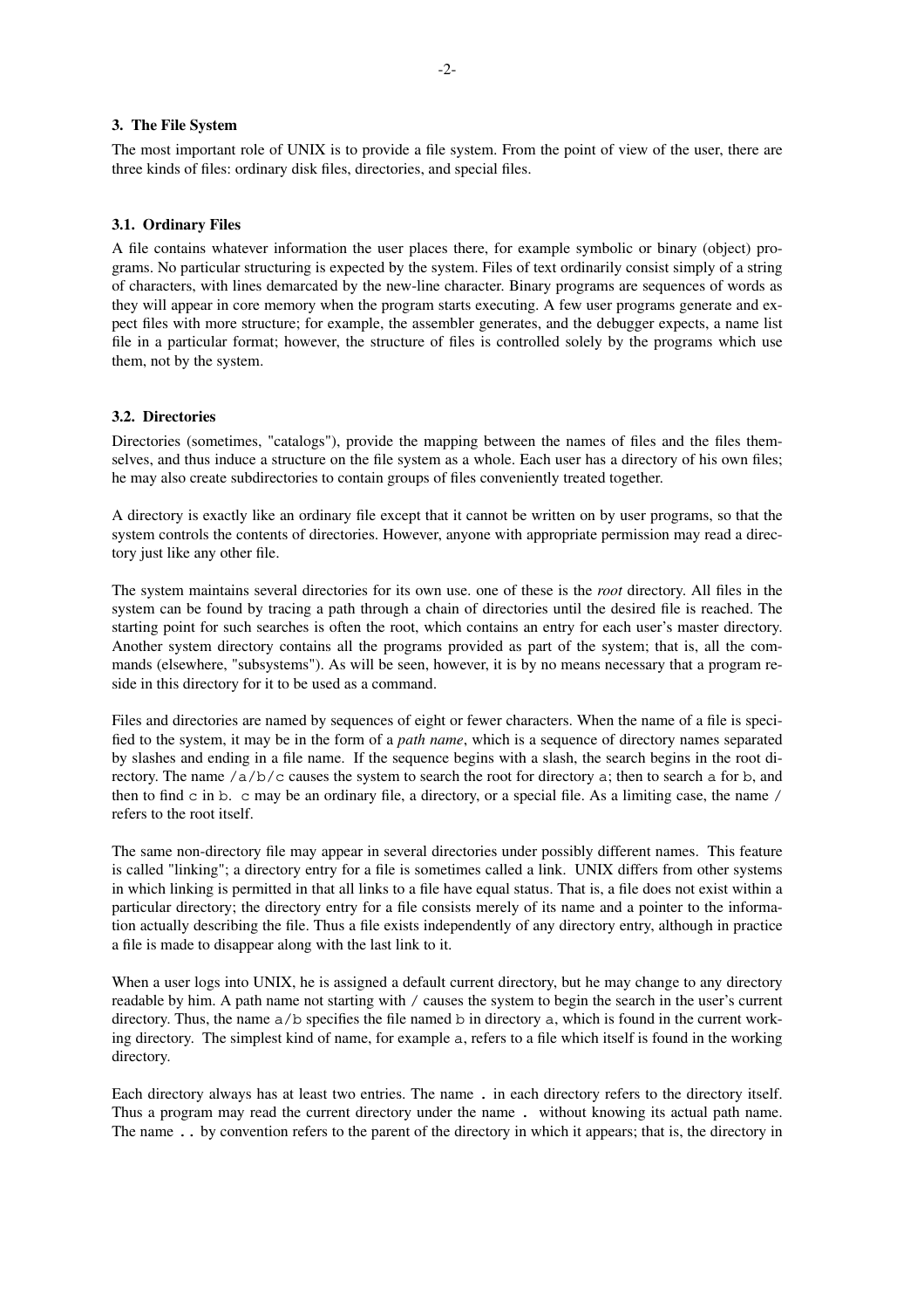## 3. The File System

The most important role of UNIX is to provide a file system. From the point of view of the user, there are three kinds of files: ordinary disk files, directories, and special files.

### 3.1. Ordinary Files

A file contains whatever information the user places there, for example symbolic or binary (object) programs. No particular structuring is expected by the system. Files of text ordinarily consist simply of a string of characters, with lines demarcated by the new-line character. Binary programs are sequences of words as they will appear in core memory when the program starts executing. A few user programs generate and expect files with more structure; for example, the assembler generates, and the debugger expects, a name list file in a particular format; however, the structure of files is controlled solely by the programs which use them, not by the system.

### 3.2. Directories

Directories (sometimes, "catalogs"), provide the mapping between the names of files and the files themselves, and thus induce a structure on the file system as a whole. Each user has a directory of his own files; he may also create subdirectories to contain groups of files conveniently treated together.

A directory is exactly like an ordinary file except that it cannot be written on by user programs, so that the system controls the contents of directories. However, anyone with appropriate permission may read a directory just like any other file.

The system maintains several directories for its own use. one of these is the *root* directory. All files in the system can be found by tracing a path through a chain of directories until the desired file is reached. The starting point for such searches is often the root, which contains an entry for each user's master directory. Another system directory contains all the programs provided as part of the system; that is, all the commands (elsewhere, "subsystems"). As will be seen, however, it is by no means necessary that a program reside in this directory for it to be used as a command.

Files and directories are named by sequences of eight or fewer characters. When the name of a file is specified to the system, it may be in the form of a *path name*, which is a sequence of directory names separated by slashes and ending in a file name. If the sequence begins with a slash, the search begins in the root directory. The name `/a/b/c` causes the system to search the root for directory `a`; then to search `a` for `b`, and then to find `c` in `b`. `c` may be an ordinary file, a directory, or a special file. As a limiting case, the name `/` refers to the root itself.

The same non-directory file may appear in several directories under possibly different names. This feature is called "linking"; a directory entry for a file is sometimes called a link. UNIX differs from other systems in which linking is permitted in that all links to a file have equal status. That is, a file does not exist within a particular directory; the directory entry for a file consists merely of its name and a pointer to the information actually describing the file. Thus a file exists independently of any directory entry, although in practice a file is made to disappear along with the last link to it.

When a user logs into UNIX, he is assigned a default current directory, but he may change to any directory readable by him. A path name not starting with `/` causes the system to begin the search in the user's current directory. Thus, the name `a/b` specifies the file named `b` in directory `a`, which is found in the current working directory. The simplest kind of name, for example `a`, refers to a file which itself is found in the working directory.

Each directory always has at least two entries. The name **.** in each directory refers to the directory itself. Thus a program may read the current directory under the name **.** without knowing its actual path name. The name **..** by convention refers to the parent of the directory in which it appears; that is, the directory in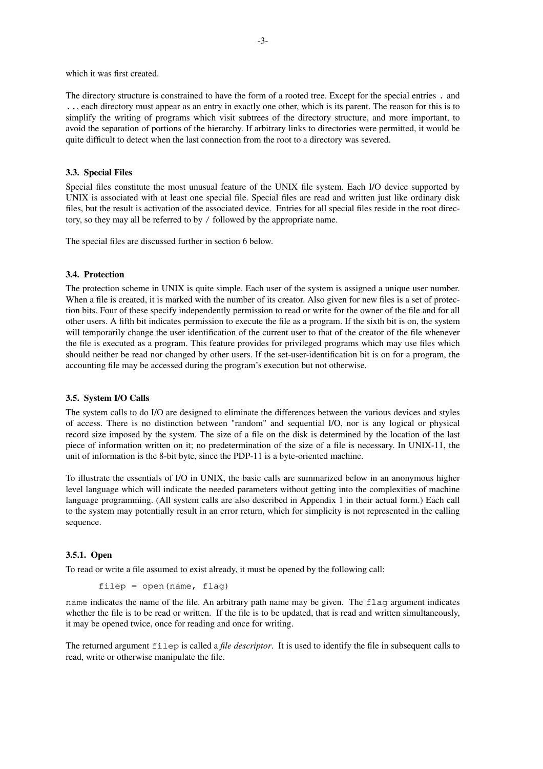which it was first created.

The directory structure is constrained to have the form of a rooted tree. Except for the special entries `.` and `..`, each directory must appear as an entry in exactly one other, which is its parent. The reason for this is to simplify the writing of programs which visit subtrees of the directory structure, and more important, to avoid the separation of portions of the hierarchy. If arbitrary links to directories were permitted, it would be quite difficult to detect when the last connection from the root to a directory was severed.

### 3.3. Special Files

Special files constitute the most unusual feature of the UNIX file system. Each I/O device supported by UNIX is associated with at least one special file. Special files are read and written just like ordinary disk files, but the result is activation of the associated device. Entries for all special files reside in the root directory, so they may all be referred to by `/` followed by the appropriate name.

The special files are discussed further in section 6 below.

### 3.4. Protection

The protection scheme in UNIX is quite simple. Each user of the system is assigned a unique user number. When a file is created, it is marked with the number of its creator. Also given for new files is a set of protection bits. Four of these specify independently permission to read or write for the owner of the file and for all other users. A fifth bit indicates permission to execute the file as a program. If the sixth bit is on, the system will temporarily change the user identification of the current user to that of the creator of the file whenever the file is executed as a program. This feature provides for privileged programs which may use files which should neither be read nor changed by other users. If the set-user-identification bit is on for a program, the accounting file may be accessed during the program's execution but not otherwise.

### 3.5. System I/O Calls

The system calls to do I/O are designed to eliminate the differences between the various devices and styles of access. There is no distinction between "random" and sequential I/O, nor is any logical or physical record size imposed by the system. The size of a file on the disk is determined by the location of the last piece of information written on it; no predetermination of the size of a file is necessary. In UNIX-11, the unit of information is the 8-bit byte, since the PDP-11 is a byte-oriented machine.

To illustrate the essentials of I/O in UNIX, the basic calls are summarized below in an anonymous higher level language which will indicate the needed parameters without getting into the complexities of machine language programming. (All system calls are also described in Appendix 1 in their actual form.) Each call to the system may potentially result in an error return, which for simplicity is not represented in the calling sequence.

#### 3.5.1. Open

To read or write a file assumed to exist already, it must be opened by the following call:

```
filep = open(name, flag)
```

`name` indicates the name of the file. An arbitrary path name may be given. The `flag` argument indicates whether the file is to be read or written. If the file is to be updated, that is read and written simultaneously, it may be opened twice, once for reading and once for writing.

The returned argument `filep` is called a *file descriptor*. It is used to identify the file in subsequent calls to read, write or otherwise manipulate the file.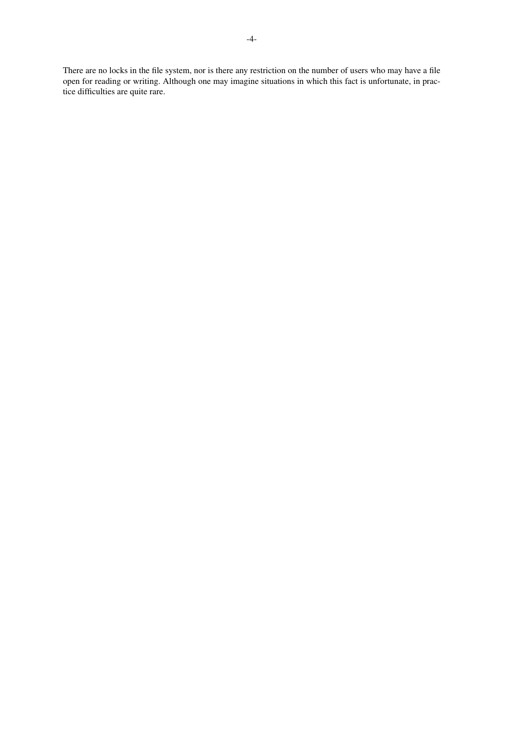There are no locks in the file system, nor is there any restriction on the number of users who may have a file open for reading or writing. Although one may imagine situations in which this fact is unfortunate, in practice difficulties are quite rare.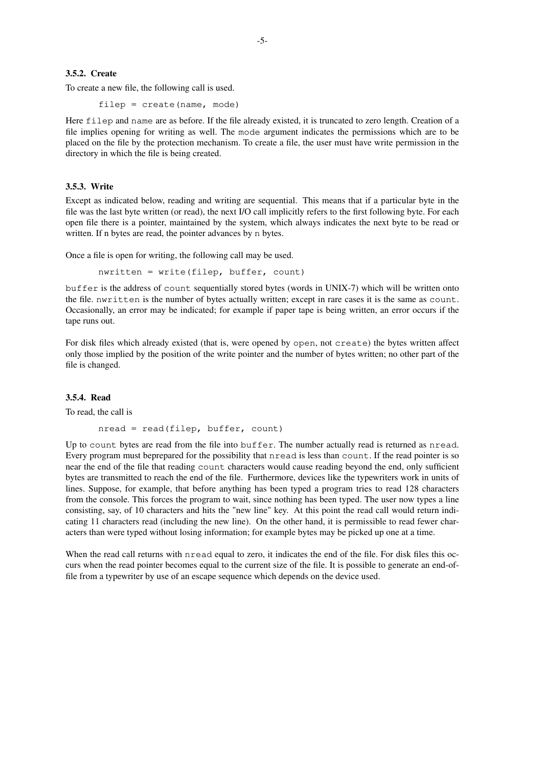### 3.5.2. Create

To create a new file, the following call is used.

```
filep = create(name, mode)
```

Here `filep` and `name` are as before. If the file already existed, it is truncated to zero length. Creation of a file implies opening for writing as well. The `mode` argument indicates the permissions which are to be placed on the file by the protection mechanism. To create a file, the user must have write permission in the directory in which the file is being created.

### 3.5.3. Write

Except as indicated below, reading and writing are sequential. This means that if a particular byte in the file was the last byte written (or read), the next I/O call implicitly refers to the first following byte. For each open file there is a pointer, maintained by the system, which always indicates the next byte to be read or written. If n bytes are read, the pointer advances by `n` bytes.

Once a file is open for writing, the following call may be used.

```
nwritten = write(filep, buffer, count)
```

`buffer` is the address of `count` sequentially stored bytes (words in UNIX-7) which will be written onto the file. `nwritten` is the number of bytes actually written; except in rare cases it is the same as `count`. Occasionally, an error may be indicated; for example if paper tape is being written, an error occurs if the tape runs out.

For disk files which already existed (that is, were opened by `open`, not `create`) the bytes written affect only those implied by the position of the write pointer and the number of bytes written; no other part of the file is changed.

### 3.5.4. Read

To read, the call is

```
nread = read(filep, buffer, count)
```

Up to `count` bytes are read from the file into `buffer`. The number actually read is returned as `nread`. Every program must beprepared for the possibility that `nread` is less than `count`. If the read pointer is so near the end of the file that reading `count` characters would cause reading beyond the end, only sufficient bytes are transmitted to reach the end of the file. Furthermore, devices like the typewriters work in units of lines. Suppose, for example, that before anything has been typed a program tries to read 128 characters from the console. This forces the program to wait, since nothing has been typed. The user now types a line consisting, say, of 10 characters and hits the "new line" key. At this point the read call would return indicating 11 characters read (including the new line). On the other hand, it is permissible to read fewer characters than were typed without losing information; for example bytes may be picked up one at a time.

When the read call returns with `nread` equal to zero, it indicates the end of the file. For disk files this occurs when the read pointer becomes equal to the current size of the file. It is possible to generate an end-of-file from a typewriter by use of an escape sequence which depends on the device used.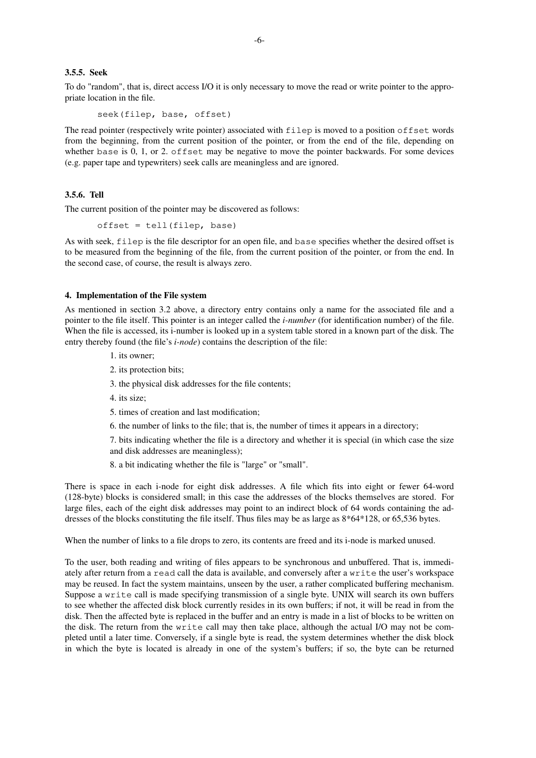### 3.5.5. Seek

To do "random", that is, direct access I/O it is only necessary to move the read or write pointer to the appropriate location in the file.

```
seek(filep, base, offset)
```

The read pointer (respectively write pointer) associated with `filep` is moved to a position `offset` words from the beginning, from the current position of the pointer, or from the end of the file, depending on whether `base` is 0, 1, or 2. `offset` may be negative to move the pointer backwards. For some devices (e.g. paper tape and typewriters) seek calls are meaningless and are ignored.

### 3.5.6. Tell

The current position of the pointer may be discovered as follows:

```
offset = tell(filep, base)
```

As with seek, `filep` is the file descriptor for an open file, and `base` specifies whether the desired offset is to be measured from the beginning of the file, from the current position of the pointer, or from the end. In the second case, of course, the result is always zero.

## 4. Implementation of the File system

As mentioned in section 3.2 above, a directory entry contains only a name for the associated file and a pointer to the file itself. This pointer is an integer called the *i-number* (for identification number) of the file. When the file is accessed, its i-number is looked up in a system table stored in a known part of the disk. The entry thereby found (the file's *i-node*) contains the description of the file:

1. its owner;
2. its protection bits;
3. the physical disk addresses for the file contents;
4. its size;
5. times of creation and last modification;
6. the number of links to the file; that is, the number of times it appears in a directory;
7. bits indicating whether the file is a directory and whether it is special (in which case the size and disk addresses are meaningless);
8. a bit indicating whether the file is "large" or "small".

There is space in each i-node for eight disk addresses. A file which fits into eight or fewer 64-word (128-byte) blocks is considered small; in this case the addresses of the blocks themselves are stored. For large files, each of the eight disk addresses may point to an indirect block of 64 words containing the addresses of the blocks constituting the file itself. Thus files may be as large as 8*64*128, or 65,536 bytes.

When the number of links to a file drops to zero, its contents are freed and its i-node is marked unused.

To the user, both reading and writing of files appears to be synchronous and unbuffered. That is, immediately after return from a `read` call the data is available, and conversely after a `write` the user's workspace may be reused. In fact the system maintains, unseen by the user, a rather complicated buffering mechanism. Suppose a `write` call is made specifying transmission of a single byte. UNIX will search its own buffers to see whether the affected disk block currently resides in its own buffers; if not, it will be read in from the disk. Then the affected byte is replaced in the buffer and an entry is made in a list of blocks to be written on the disk. The return from the `write` call may then take place, although the actual I/O may not be completed until a later time. Conversely, if a single byte is read, the system determines whether the disk block in which the byte is located is already in one of the system's buffers; if so, the byte can be returned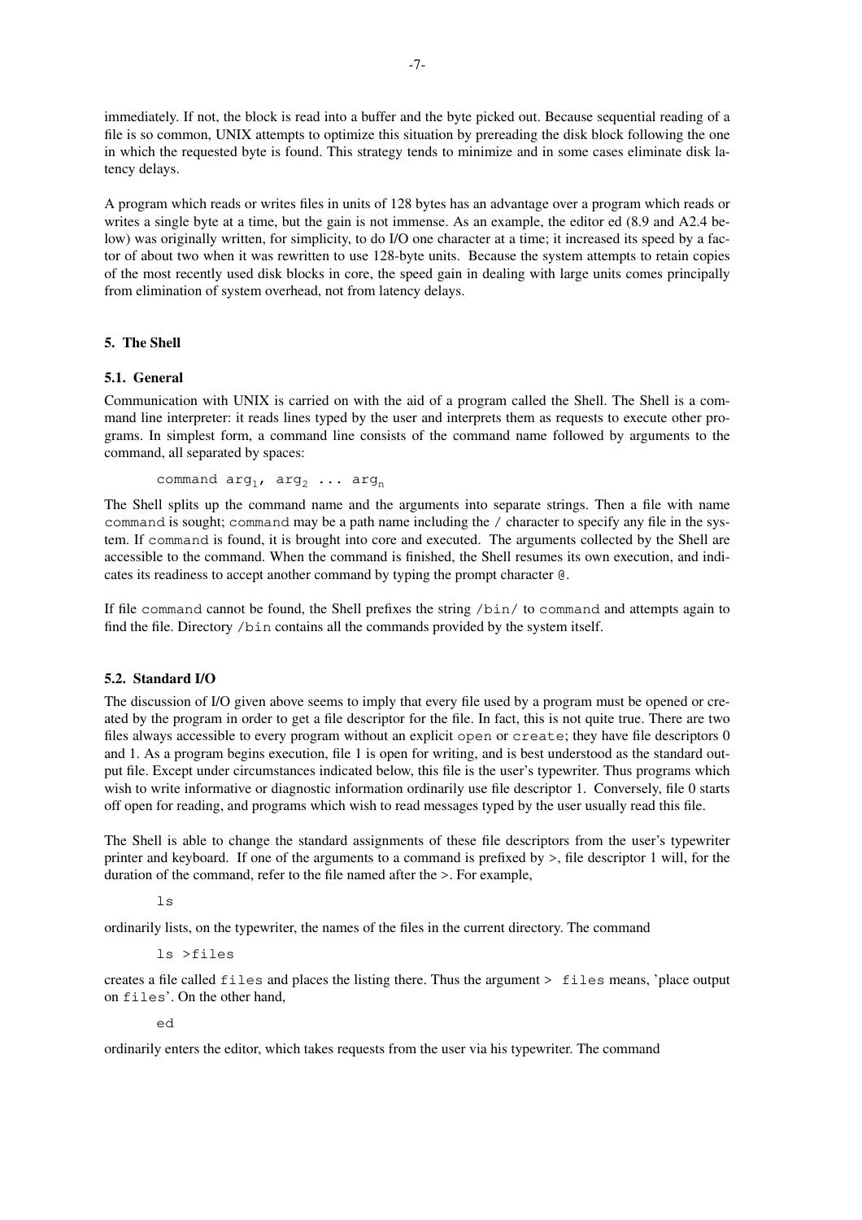immediately. If not, the block is read into a buffer and the byte picked out. Because sequential reading of a file is so common, UNIX attempts to optimize this situation by prereading the disk block following the one in which the requested byte is found. This strategy tends to minimize and in some cases eliminate disk latency delays.

A program which reads or writes files in units of 128 bytes has an advantage over a program which reads or writes a single byte at a time, but the gain is not immense. As an example, the editor ed (8.9 and A2.4 below) was originally written, for simplicity, to do I/O one character at a time; it increased its speed by a factor of about two when it was rewritten to use 128-byte units. Because the system attempts to retain copies of the most recently used disk blocks in core, the speed gain in dealing with large units comes principally from elimination of system overhead, not from latency delays.

## 5. The Shell

### 5.1. General

Communication with UNIX is carried on with the aid of a program called the Shell. The Shell is a command line interpreter: it reads lines typed by the user and interprets them as requests to execute other programs. In simplest form, a command line consists of the command name followed by arguments to the command, all separated by spaces:

command $arg_1$, $arg_2$ ... $arg_n$

The Shell splits up the command name and the arguments into separate strings. Then a file with name `command` is sought; `command` may be a path name including the / character to specify any file in the system. If `command` is found, it is brought into core and executed. The arguments collected by the Shell are accessible to the command. When the command is finished, the Shell resumes its own execution, and indicates its readiness to accept another command by typing the prompt character @.

If file `command` cannot be found, the Shell prefixes the string `/bin/` to `command` and attempts again to find the file. Directory `/bin` contains all the commands provided by the system itself.

### 5.2. Standard I/O

The discussion of I/O given above seems to imply that every file used by a program must be opened or created by the program in order to get a file descriptor for the file. In fact, this is not quite true. There are two files always accessible to every program without an explicit `open` or `create`; they have file descriptors 0 and 1. As a program begins execution, file 1 is open for writing, and is best understood as the standard output file. Except under circumstances indicated below, this file is the user's typewriter. Thus programs which wish to write informative or diagnostic information ordinarily use file descriptor 1. Conversely, file 0 starts off open for reading, and programs which wish to read messages typed by the user usually read this file.

The Shell is able to change the standard assignments of these file descriptors from the user's typewriter printer and keyboard. If one of the arguments to a command is prefixed by >, file descriptor 1 will, for the duration of the command, refer to the file named after the >. For example,

```
ls
```

ordinarily lists, on the typewriter, the names of the files in the current directory. The command

```
ls >files
```

creates a file called `files` and places the listing there. Thus the argument > `files` means, 'place output on `files`'. On the other hand,

```
ed
```

ordinarily enters the editor, which takes requests from the user via his typewriter. The command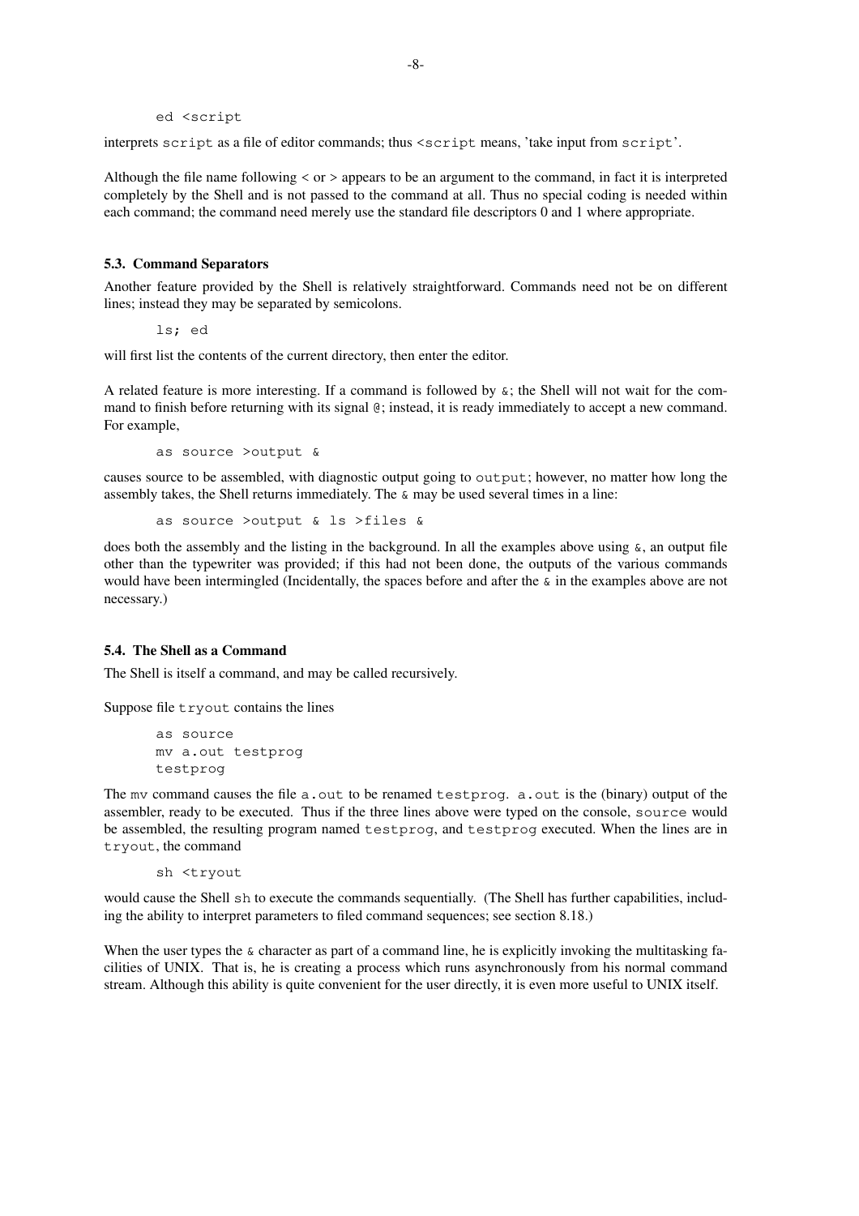```
ed <script
```

interprets `script` as a file of editor commands; thus `<script` means, 'take input from `script`'.

Although the file name following < or > appears to be an argument to the command, in fact it is interpreted completely by the Shell and is not passed to the command at all. Thus no special coding is needed within each command; the command need merely use the standard file descriptors 0 and 1 where appropriate.

### 5.3. Command Separators

Another feature provided by the Shell is relatively straightforward. Commands need not be on different lines; instead they may be separated by semicolons.

```
ls; ed
```

will first list the contents of the current directory, then enter the editor.

A related feature is more interesting. If a command is followed by `&`; the Shell will not wait for the command to finish before returning with its signal `@`; instead, it is ready immediately to accept a new command. For example,

```
as source >output &
```

causes source to be assembled, with diagnostic output going to `output`; however, no matter how long the assembly takes, the Shell returns immediately. The `&` may be used several times in a line:

```
as source >output & ls >files &
```

does both the assembly and the listing in the background. In all the examples above using `&`, an output file other than the typewriter was provided; if this had not been done, the outputs of the various commands would have been intermingled (Incidentally, the spaces before and after the `&` in the examples above are not necessary.)

### 5.4. The Shell as a Command

The Shell is itself a command, and may be called recursively.

Suppose file `tryout` contains the lines

```
as source
mv a.out testprog
testprog
```

The `mv` command causes the file `a.out` to be renamed `testprog`. `a.out` is the (binary) output of the assembler, ready to be executed. Thus if the three lines above were typed on the console, `source` would be assembled, the resulting program named `testprog`, and `testprog` executed. When the lines are in `tryout`, the command

```
sh <tryout
```

would cause the Shell `sh` to execute the commands sequentially. (The Shell has further capabilities, including the ability to interpret parameters to filed command sequences; see section 8.18.)

When the user types the `&` character as part of a command line, he is explicitly invoking the multitasking facilities of UNIX. That is, he is creating a process which runs asynchronously from his normal command stream. Although this ability is quite convenient for the user directly, it is even more useful to UNIX itself.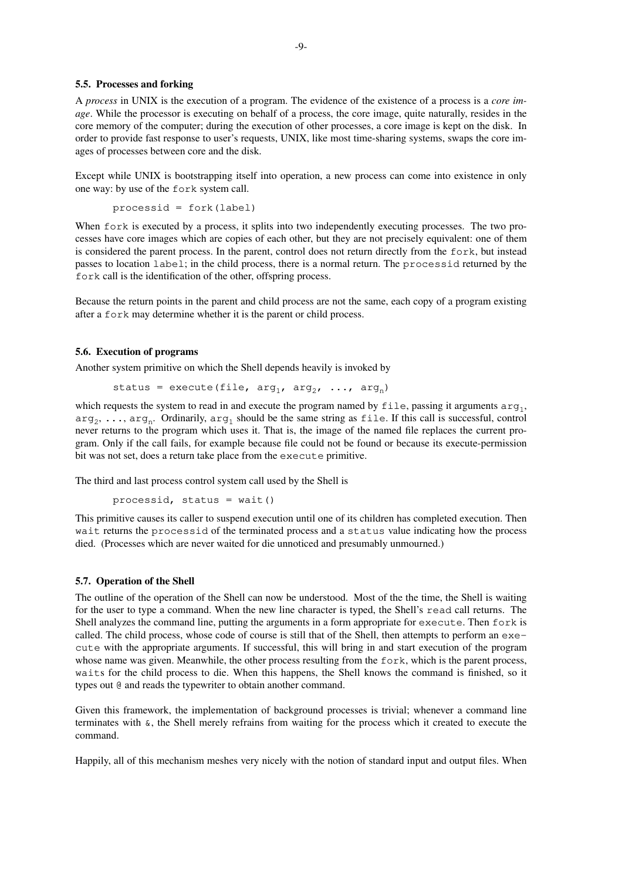### 5.5. Processes and forking

A *process* in UNIX is the execution of a program. The evidence of the existence of a process is a *core image*. While the processor is executing on behalf of a process, the core image, quite naturally, resides in the core memory of the computer; during the execution of other processes, a core image is kept on the disk. In order to provide fast response to user's requests, UNIX, like most time-sharing systems, swaps the core images of processes between core and the disk.

Except while UNIX is bootstrapping itself into operation, a new process can come into existence in only one way: by use of the `fork` system call.

```
processid = fork(label)
```

When `fork` is executed by a process, it splits into two independently executing processes. The two processes have core images which are copies of each other, but they are not precisely equivalent: one of them is considered the parent process. In the parent, control does not return directly from the `fork`, but instead passes to location `label`; in the child process, there is a normal return. The `processid` returned by the `fork` call is the identification of the other, offspring process.

Because the return points in the parent and child process are not the same, each copy of a program existing after a `fork` may determine whether it is the parent or child process.

### 5.6. Execution of programs

Another system primitive on which the Shell depends heavily is invoked by

```
status = execute(file, arg1, arg2, ..., argn)
```

which requests the system to read in and execute the program named by `file`, passing it arguments $arg_1$, $arg_2$, ..., $arg_n$. Ordinarily, $arg_1$ should be the same string as `file`. If this call is successful, control never returns to the program which uses it. That is, the image of the named file replaces the current program. Only if the call fails, for example because file could not be found or because its execute-permission bit was not set, does a return take place from the `execute` primitive.

The third and last process control system call used by the Shell is

```
processid, status = wait()
```

This primitive causes its caller to suspend execution until one of its children has completed execution. Then `wait` returns the `processid` of the terminated process and a `status` value indicating how the process died. (Processes which are never waited for die unnoticed and presumably unmourned.)

### 5.7. Operation of the Shell

The outline of the operation of the Shell can now be understood. Most of the the time, the Shell is waiting for the user to type a command. When the new line character is typed, the Shell's `read` call returns. The Shell analyzes the command line, putting the arguments in a form appropriate for `execute`. Then `fork` is called. The child process, whose code of course is still that of the Shell, then attempts to perform an `execute` with the appropriate arguments. If successful, this will bring in and start execution of the program whose name was given. Meanwhile, the other process resulting from the `fork`, which is the parent process, `wait`s for the child process to die. When this happens, the Shell knows the command is finished, so it types out `@` and reads the typewriter to obtain another command.

Given this framework, the implementation of background processes is trivial; whenever a command line terminates with `&`, the Shell merely refrains from waiting for the process which it created to execute the command.

Happily, all of this mechanism meshes very nicely with the notion of standard input and output files. When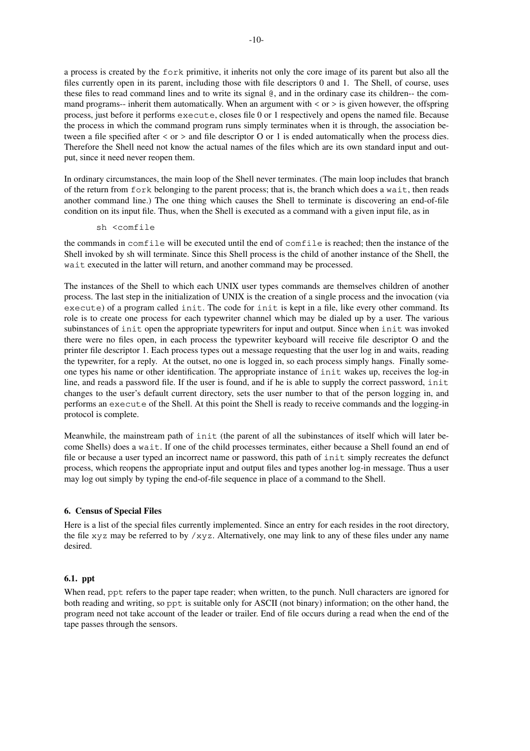a process is created by the fork primitive, it inherits not only the core image of its parent but also all the files currently open in its parent, including those with file descriptors 0 and 1. The Shell, of course, uses these files to read command lines and to write its signal @, and in the ordinary case its children-- the command programs-- inherit them automatically. When an argument with < or > is given however, the offspring process, just before it performs execute, closes file 0 or 1 respectively and opens the named file. Because the process in which the command program runs simply terminates when it is through, the association between a file specified after < or > and file descriptor O or 1 is ended automatically when the process dies. Therefore the Shell need not know the actual names of the files which are its own standard input and output, since it need never reopen them.

In ordinary circumstances, the main loop of the Shell never terminates. (The main loop includes that branch of the return from fork belonging to the parent process; that is, the branch which does a wait, then reads another command line.) The one thing which causes the Shell to terminate is discovering an end-of-file condition on its input file. Thus, when the Shell is executed as a command with a given input file, as in

```
sh <comfile
```

the commands in comfile will be executed until the end of comfile is reached; then the instance of the Shell invoked by sh will terminate. Since this Shell process is the child of another instance of the Shell, the wait executed in the latter will return, and another command may be processed.

The instances of the Shell to which each UNIX user types commands are themselves children of another process. The last step in the initialization of UNIX is the creation of a single process and the invocation (via execute) of a program called init. The code for init is kept in a file, like every other command. Its role is to create one process for each typewriter channel which may be dialed up by a user. The various subinstances of init open the appropriate typewriters for input and output. Since when init was invoked there were no files open, in each process the typewriter keyboard will receive file descriptor O and the printer file descriptor 1. Each process types out a message requesting that the user log in and waits, reading the typewriter, for a reply. At the outset, no one is logged in, so each process simply hangs. Finally someone types his name or other identification. The appropriate instance of init wakes up, receives the log-in line, and reads a password file. If the user is found, and if he is able to supply the correct password, init changes to the user's default current directory, sets the user number to that of the person logging in, and performs an execute of the Shell. At this point the Shell is ready to receive commands and the logging-in protocol is complete.

Meanwhile, the mainstream path of init (the parent of all the subinstances of itself which will later become Shells) does a wait. If one of the child processes terminates, either because a Shell found an end of file or because a user typed an incorrect name or password, this path of init simply recreates the defunct process, which reopens the appropriate input and output files and types another log-in message. Thus a user may log out simply by typing the end-of-file sequence in place of a command to the Shell.

### 6. Census of Special Files

Here is a list of the special files currently implemented. Since an entry for each resides in the root directory, the file xyz may be referred to by /xyz. Alternatively, one may link to any of these files under any name desired.

#### 6.1. ppt

When read, ppt refers to the paper tape reader; when written, to the punch. Null characters are ignored for both reading and writing, so ppt is suitable only for ASCII (not binary) information; on the other hand, the program need not take account of the leader or trailer. End of file occurs during a read when the end of the tape passes through the sensors.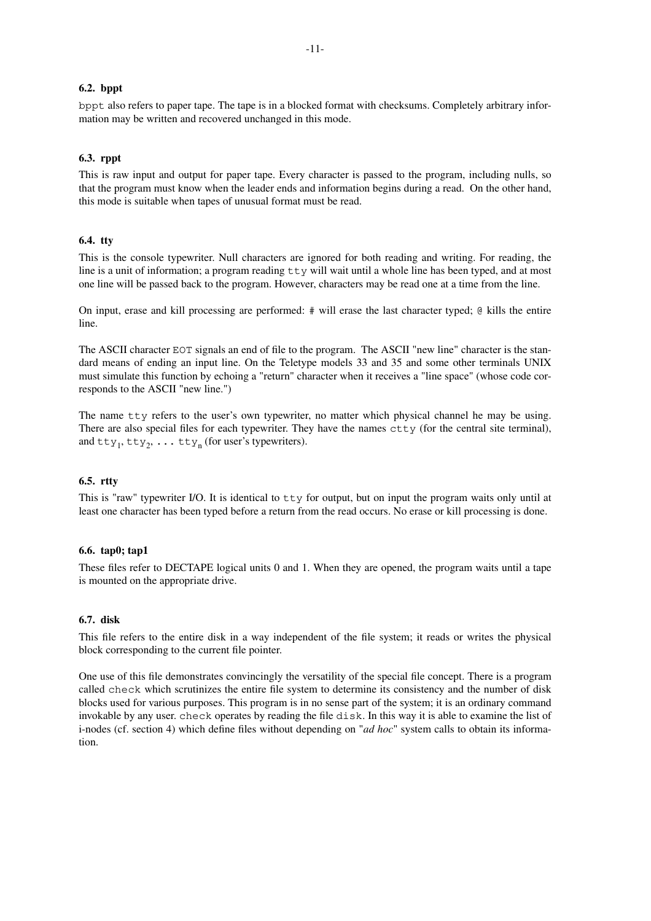### 6.2. bppt

`bppt` also refers to paper tape. The tape is in a blocked format with checksums. Completely arbitrary information may be written and recovered unchanged in this mode.

### 6.3. rppt

This is raw input and output for paper tape. Every character is passed to the program, including nulls, so that the program must know when the leader ends and information begins during a read. On the other hand, this mode is suitable when tapes of unusual format must be read.

### 6.4. tty

This is the console typewriter. Null characters are ignored for both reading and writing. For reading, the line is a unit of information; a program reading `tty` will wait until a whole line has been typed, and at most one line will be passed back to the program. However, characters may be read one at a time from the line.

On input, erase and kill processing are performed: `#` will erase the last character typed; `@` kills the entire line.

The ASCII character `EOT` signals an end of file to the program. The ASCII "new line" character is the standard means of ending an input line. On the Teletype models 33 and 35 and some other terminals UNIX must simulate this function by echoing a "return" character when it receives a "line space" (whose code corresponds to the ASCII "new line.")

The name `tty` refers to the user's own typewriter, no matter which physical channel he may be using. There are also special files for each typewriter. They have the names `ctty` (for the central site terminal), and $\mathtt{tty}_1$, $\mathtt{tty}_2$, ... $\mathtt{tty}_n$ (for user's typewriters).

### 6.5. rtty

This is "raw" typewriter I/O. It is identical to `tty` for output, but on input the program waits only until at least one character has been typed before a return from the read occurs. No erase or kill processing is done.

### 6.6. tap0; tap1

These files refer to DECTAPE logical units 0 and 1. When they are opened, the program waits until a tape is mounted on the appropriate drive.

### 6.7. disk

This file refers to the entire disk in a way independent of the file system; it reads or writes the physical block corresponding to the current file pointer.

One use of this file demonstrates convincingly the versatility of the special file concept. There is a program called `check` which scrutinizes the entire file system to determine its consistency and the number of disk blocks used for various purposes. This program is in no sense part of the system; it is an ordinary command invokable by any user. `check` operates by reading the file `disk`. In this way it is able to examine the list of i-nodes (cf. section 4) which define files without depending on "*ad hoc*" system calls to obtain its information.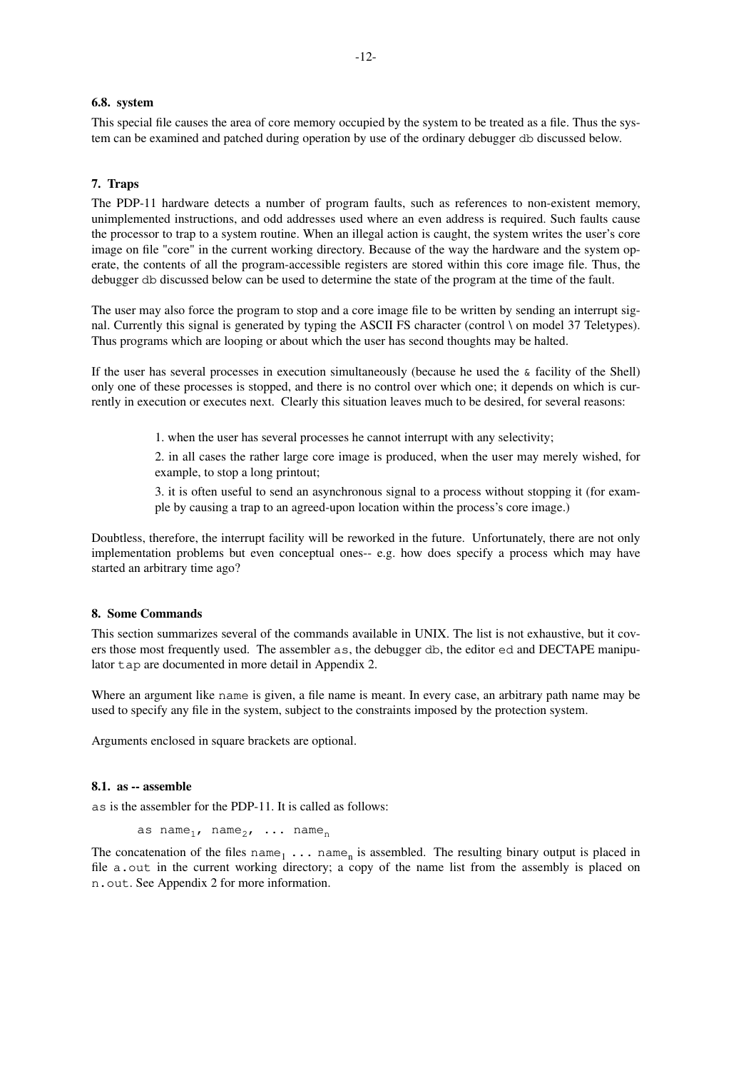### 6.8. system

This special file causes the area of core memory occupied by the system to be treated as a file. Thus the system can be examined and patched during operation by use of the ordinary debugger `db` discussed below.

## 7. Traps

The PDP-11 hardware detects a number of program faults, such as references to non-existent memory, unimplemented instructions, and odd addresses used where an even address is required. Such faults cause the processor to trap to a system routine. When an illegal action is caught, the system writes the user's core image on file "core" in the current working directory. Because of the way the hardware and the system operate, the contents of all the program-accessible registers are stored within this core image file. Thus, the debugger `db` discussed below can be used to determine the state of the program at the time of the fault.

The user may also force the program to stop and a core image file to be written by sending an interrupt signal. Currently this signal is generated by typing the ASCII FS character (control \ on model 37 Teletypes). Thus programs which are looping or about which the user has second thoughts may be halted.

If the user has several processes in execution simultaneously (because he used the `&` facility of the Shell) only one of these processes is stopped, and there is no control over which one; it depends on which is currently in execution or executes next. Clearly this situation leaves much to be desired, for several reasons:

> 1. when the user has several processes he cannot interrupt with any selectivity;
>
> 2. in all cases the rather large core image is produced, when the user may merely wished, for example, to stop a long printout;
>
> 3. it is often useful to send an asynchronous signal to a process without stopping it (for example by causing a trap to an agreed-upon location within the process's core image.)

Doubtless, therefore, the interrupt facility will be reworked in the future. Unfortunately, there are not only implementation problems but even conceptual ones-- e.g. how does specify a process which may have started an arbitrary time ago?

## 8. Some Commands

This section summarizes several of the commands available in UNIX. The list is not exhaustive, but it covers those most frequently used. The assembler `as`, the debugger `db`, the editor `ed` and DECTAPE manipulator `tap` are documented in more detail in Appendix 2.

Where an argument like `name` is given, a file name is meant. In every case, an arbitrary path name may be used to specify any file in the system, subject to the constraints imposed by the protection system.

Arguments enclosed in square brackets are optional.

### 8.1. as -- assemble

`as` is the assembler for the PDP-11. It is called as follows:

```
as name1, name2, ... namen
```

The concatenation of the files $\texttt{name}_1$ ... $\texttt{name}_n$ is assembled. The resulting binary output is placed in file `a.out` in the current working directory; a copy of the name list from the assembly is placed on `n.out`. See Appendix 2 for more information.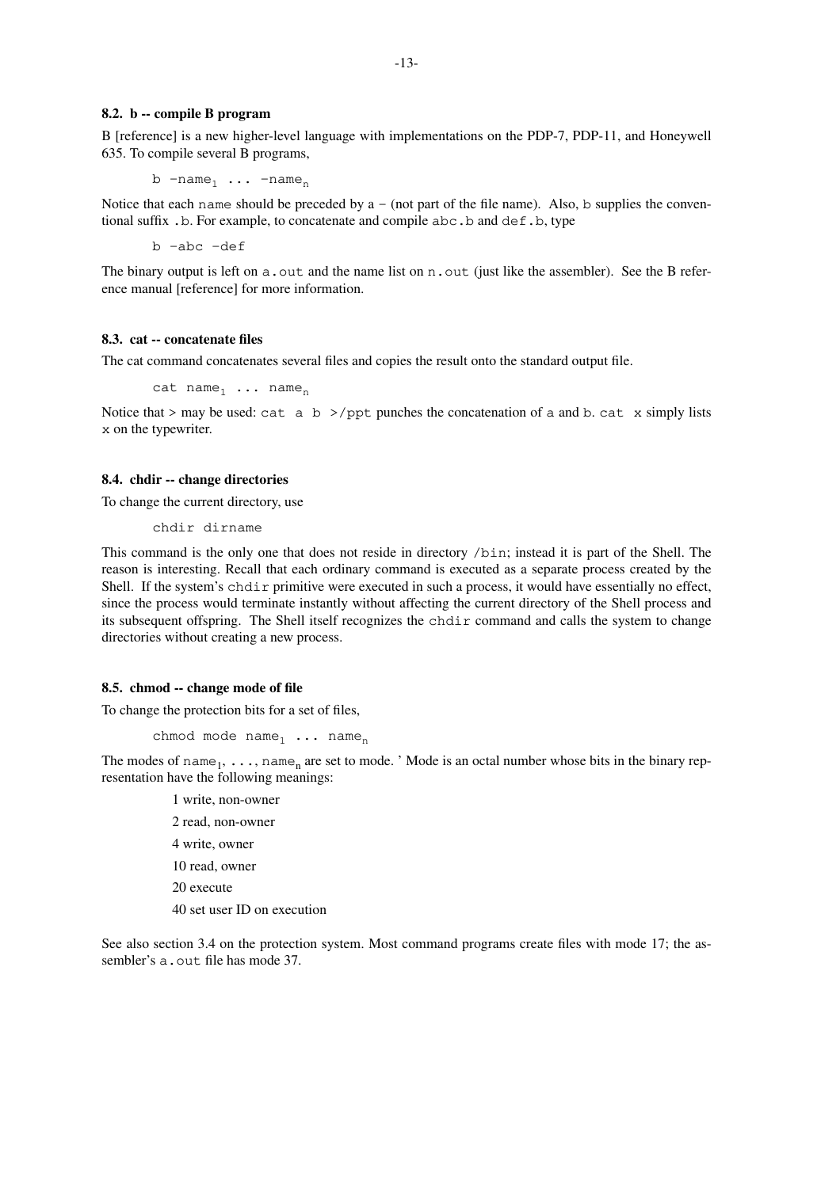### 8.2. b -- compile B program

B [reference] is a new higher-level language with implementations on the PDP-7, PDP-11, and Honeywell 635. To compile several B programs,

```
b −name_1 ... −name_n
```

Notice that each `name` should be preceded by a − (not part of the file name). Also, `b` supplies the conventional suffix `.b`. For example, to concatenate and compile `abc.b` and `def.b`, type

```
b −abc −def
```

The binary output is left on `a.out` and the name list on `n.out` (just like the assembler). See the B reference manual [reference] for more information.

### 8.3. cat -- concatenate files

The cat command concatenates several files and copies the result onto the standard output file.

```
cat name_1 ... name_n
```

Notice that > may be used: `cat a b >/ppt` punches the concatenation of `a` and `b`. `cat x` simply lists `x` on the typewriter.

### 8.4. chdir -- change directories

To change the current directory, use

```
chdir dirname
```

This command is the only one that does not reside in directory `/bin`; instead it is part of the Shell. The reason is interesting. Recall that each ordinary command is executed as a separate process created by the Shell. If the system's `chdir` primitive were executed in such a process, it would have essentially no effect, since the process would terminate instantly without affecting the current directory of the Shell process and its subsequent offspring. The Shell itself recognizes the `chdir` command and calls the system to change directories without creating a new process.

### 8.5. chmod -- change mode of file

To change the protection bits for a set of files,

```
chmod mode name_1 ... name_n
```

The modes of `name_1`, `...`, `name_n` are set to mode. ' Mode is an octal number whose bits in the binary representation have the following meanings:

1 write, non-owner

2 read, non-owner

4 write, owner

10 read, owner

20 execute

40 set user ID on execution

See also section 3.4 on the protection system. Most command programs create files with mode 17; the assembler's `a.out` file has mode 37.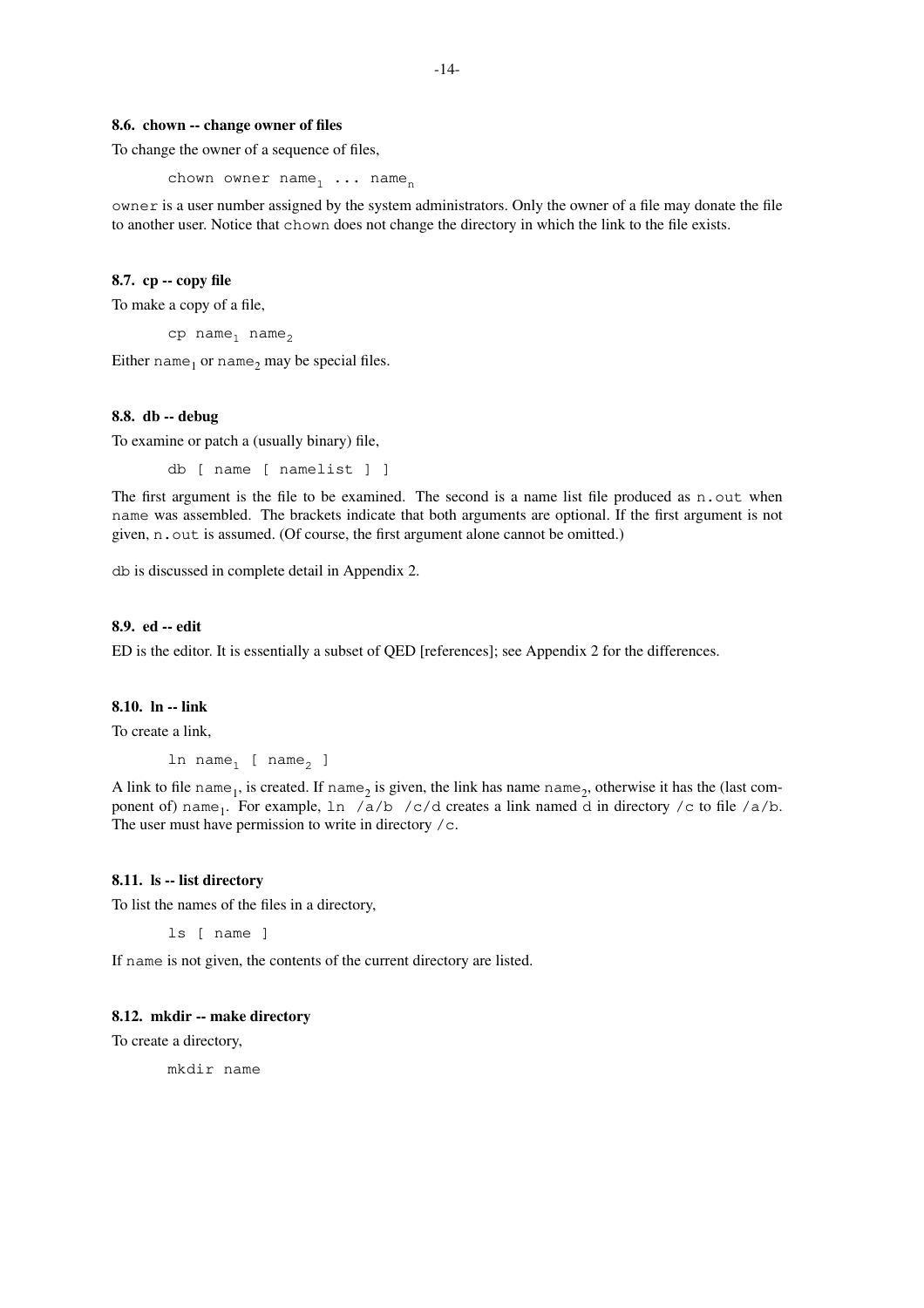### 8.6. chown -- change owner of files

To change the owner of a sequence of files,

```
chown owner name₁ ... nameₙ
```

`owner` is a user number assigned by the system administrators. Only the owner of a file may donate the file to another user. Notice that `chown` does not change the directory in which the link to the file exists.

### 8.7. cp -- copy file

To make a copy of a file,

```
cp name₁ name₂
```

Either $\texttt{name}_1$ or $\texttt{name}_2$ may be special files.

### 8.8. db -- debug

To examine or patch a (usually binary) file,

```
db [ name [ namelist ] ]
```

The first argument is the file to be examined. The second is a name list file produced as `n.out` when `name` was assembled. The brackets indicate that both arguments are optional. If the first argument is not given, `n.out` is assumed. (Of course, the first argument alone cannot be omitted.)

`db` is discussed in complete detail in Appendix 2.

### 8.9. ed -- edit

ED is the editor. It is essentially a subset of QED [references]; see Appendix 2 for the differences.

### 8.10. ln -- link

To create a link,

```
ln name₁ [ name₂ ]
```

A link to file $\texttt{name}_1$, is created. If $\texttt{name}_2$ is given, the link has name $\texttt{name}_2$, otherwise it has the (last component of) $\texttt{name}_1$. For example, `ln /a/b /c/d` creates a link named `d` in directory `/c` to file `/a/b`. The user must have permission to write in directory `/c`.

### 8.11. ls -- list directory

To list the names of the files in a directory,

```
ls [ name ]
```

If `name` is not given, the contents of the current directory are listed.

### 8.12. mkdir -- make directory

To create a directory,

```
mkdir name
```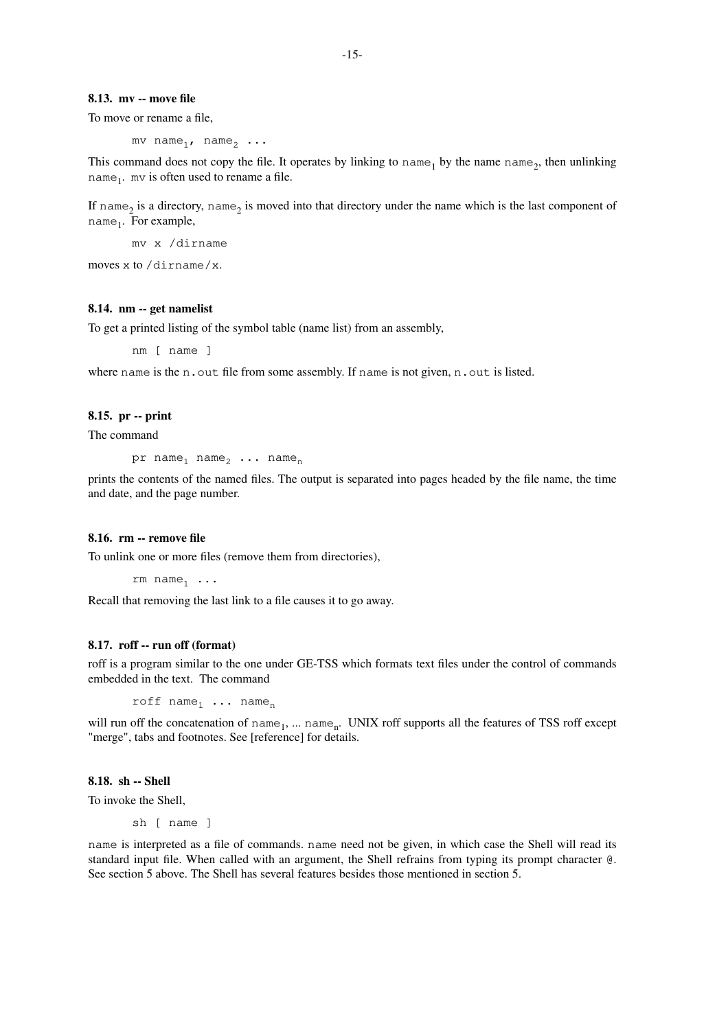### 8.13. mv -- move file

To move or rename a file,

```
mv name1, name2 ...
```

This command does not copy the file. It operates by linking to $\texttt{name}_1$ by the name $\texttt{name}_2$, then unlinking $\texttt{name}_1$. `mv` is often used to rename a file.

If $\texttt{name}_2$ is a directory, $\texttt{name}_2$ is moved into that directory under the name which is the last component of $\texttt{name}_1$. For example,

```
mv x /dirname
```

moves `x` to `/dirname/x`.

### 8.14. nm -- get namelist

To get a printed listing of the symbol table (name list) from an assembly,

```
nm [ name ]
```

where `name` is the `n.out` file from some assembly. If `name` is not given, `n.out` is listed.

### 8.15. pr -- print

The command

```
pr name1 name2 ... namen
```

prints the contents of the named files. The output is separated into pages headed by the file name, the time and date, and the page number.

### 8.16. rm -- remove file

To unlink one or more files (remove them from directories),

```
rm name1 ...
```

Recall that removing the last link to a file causes it to go away.

### 8.17. roff -- run off (format)

roff is a program similar to the one under GE-TSS which formats text files under the control of commands embedded in the text. The command

```
roff name1 ... namen
```

will run off the concatenation of $\texttt{name}_1$, ... $\texttt{name}_n$. UNIX roff supports all the features of TSS roff except "merge", tabs and footnotes. See [reference] for details.

### 8.18. sh -- Shell

To invoke the Shell,

```
sh [ name ]
```

`name` is interpreted as a file of commands. `name` need not be given, in which case the Shell will read its standard input file. When called with an argument, the Shell refrains from typing its prompt character `@`. See section 5 above. The Shell has several features besides those mentioned in section 5.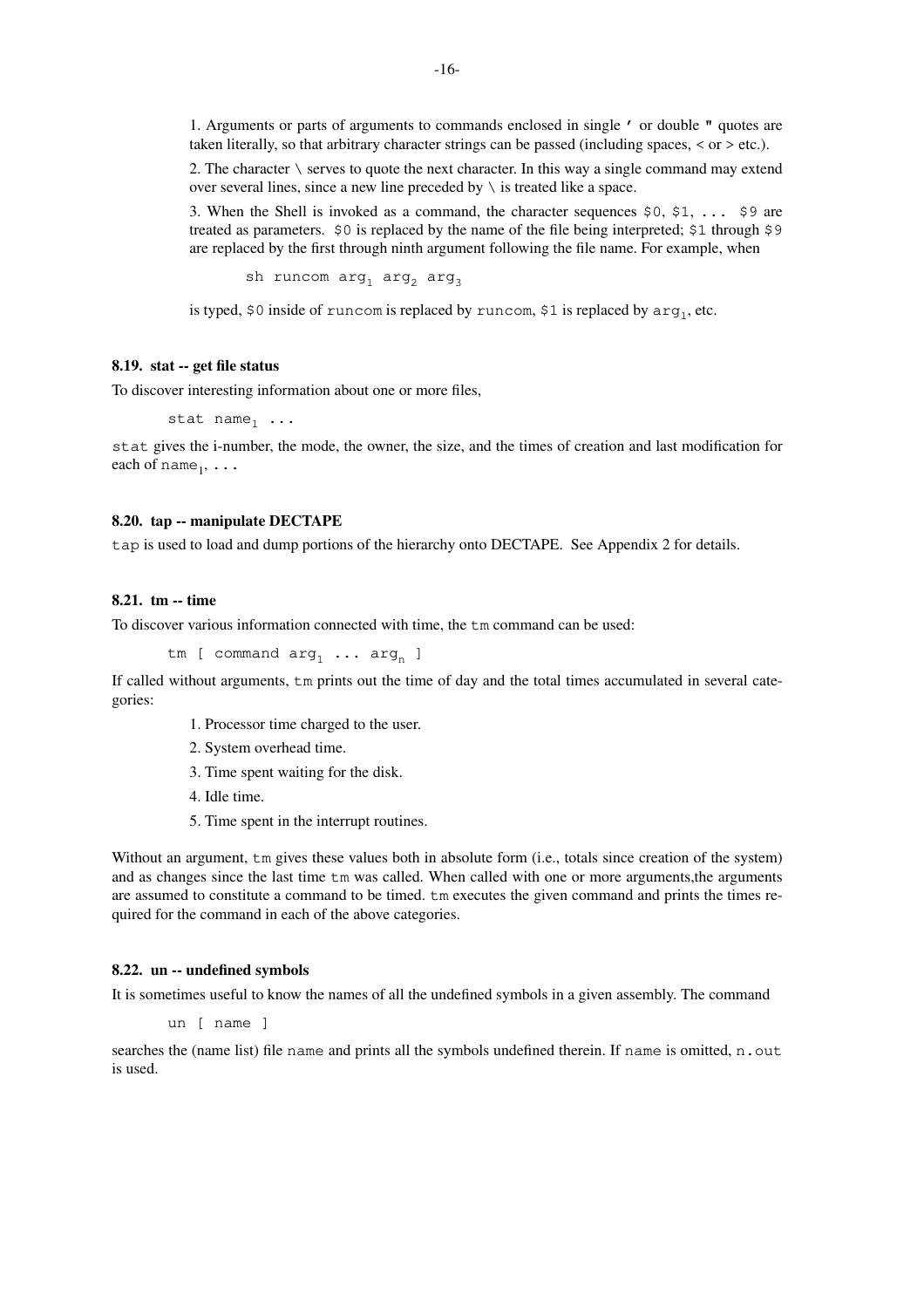1. Arguments or parts of arguments to commands enclosed in single ' or double " quotes are taken literally, so that arbitrary character strings can be passed (including spaces, < or > etc.).

2. The character \ serves to quote the next character. In this way a single command may extend over several lines, since a new line preceded by \ is treated like a space.

3. When the Shell is invoked as a command, the character sequences `$0`, `$1`, `...` `$9` are treated as parameters. `$0` is replaced by the name of the file being interpreted; `$1` through `$9` are replaced by the first through ninth argument following the file name. For example, when

    sh runcom arg1 arg2 arg3

is typed, `$0` inside of `runcom` is replaced by `runcom`, `$1` is replaced by `arg1`, etc.

### 8.19. stat -- get file status

To discover interesting information about one or more files,

    stat name1 ...

`stat` gives the i-number, the mode, the owner, the size, and the times of creation and last modification for each of `name1, ...`

### 8.20. tap -- manipulate DECTAPE

`tap` is used to load and dump portions of the hierarchy onto DECTAPE. See Appendix 2 for details.

### 8.21. tm -- time

To discover various information connected with time, the `tm` command can be used:

    tm [ command arg1 ... argn ]

If called without arguments, `tm` prints out the time of day and the total times accumulated in several categories:

1. Processor time charged to the user.
2. System overhead time.
3. Time spent waiting for the disk.
4. Idle time.
5. Time spent in the interrupt routines.

Without an argument, `tm` gives these values both in absolute form (i.e., totals since creation of the system) and as changes since the last time `tm` was called. When called with one or more arguments,the arguments are assumed to constitute a command to be timed. `tm` executes the given command and prints the times required for the command in each of the above categories.

### 8.22. un -- undefined symbols

It is sometimes useful to know the names of all the undefined symbols in a given assembly. The command

    un [ name ]

searches the (name list) file `name` and prints all the symbols undefined therein. If `name` is omitted, `n.out` is used.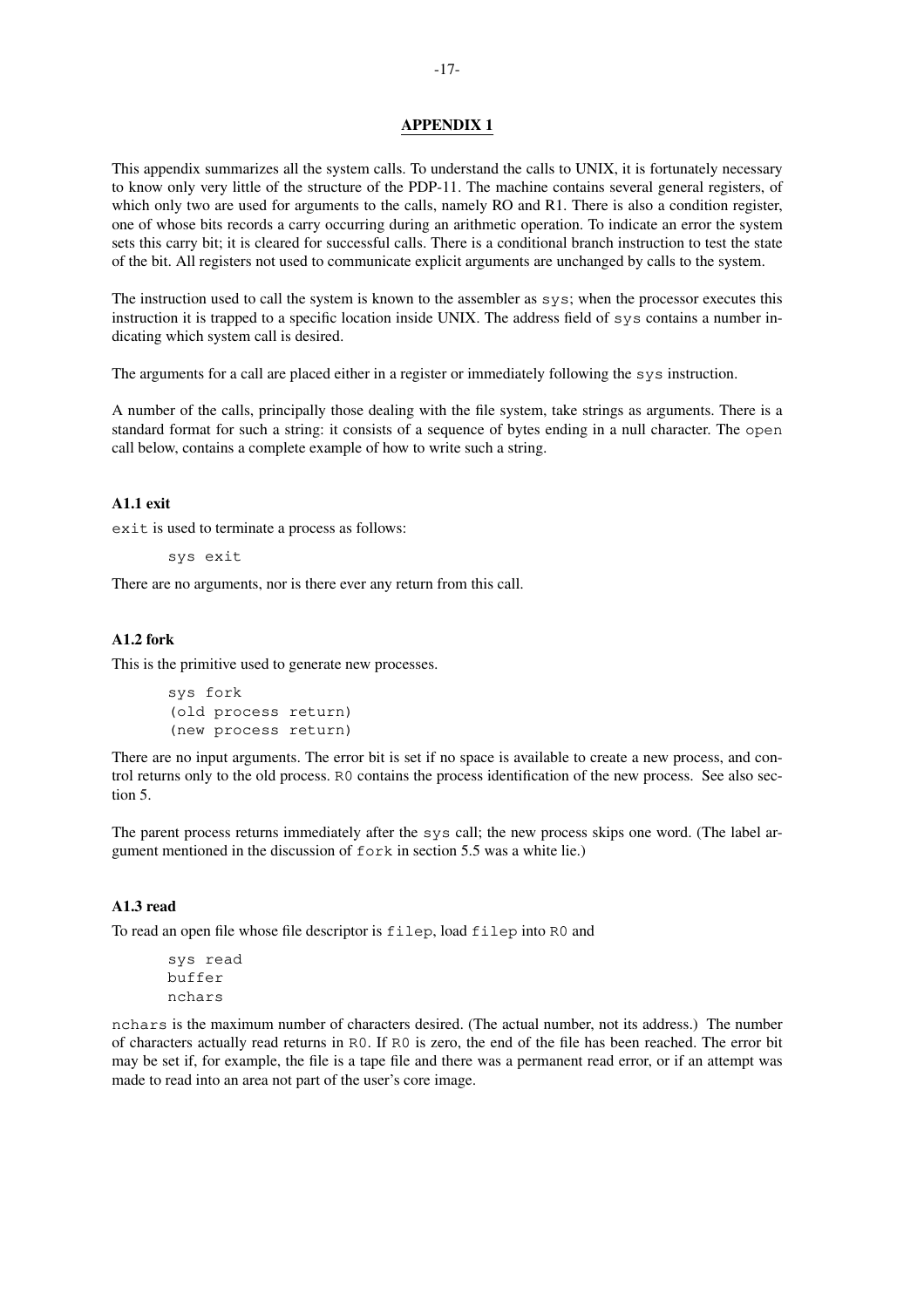## APPENDIX 1

This appendix summarizes all the system calls. To understand the calls to UNIX, it is fortunately necessary to know only very little of the structure of the PDP-11. The machine contains several general registers, of which only two are used for arguments to the calls, namely RO and R1. There is also a condition register, one of whose bits records a carry occurring during an arithmetic operation. To indicate an error the system sets this carry bit; it is cleared for successful calls. There is a conditional branch instruction to test the state of the bit. All registers not used to communicate explicit arguments are unchanged by calls to the system.

The instruction used to call the system is known to the assembler as `sys`; when the processor executes this instruction it is trapped to a specific location inside UNIX. The address field of `sys` contains a number indicating which system call is desired.

The arguments for a call are placed either in a register or immediately following the `sys` instruction.

A number of the calls, principally those dealing with the file system, take strings as arguments. There is a standard format for such a string: it consists of a sequence of bytes ending in a null character. The `open` call below, contains a complete example of how to write such a string.

### A1.1 exit

`exit` is used to terminate a process as follows:

```
sys exit
```

There are no arguments, nor is there ever any return from this call.

### A1.2 fork

This is the primitive used to generate new processes.

```
sys fork
(old process return)
(new process return)
```

There are no input arguments. The error bit is set if no space is available to create a new process, and control returns only to the old process. `R0` contains the process identification of the new process. See also section 5.

The parent process returns immediately after the `sys` call; the new process skips one word. (The label argument mentioned in the discussion of `fork` in section 5.5 was a white lie.)

### A1.3 read

To read an open file whose file descriptor is `filep`, load `filep` into `R0` and

```
sys read
buffer
nchars
```

`nchars` is the maximum number of characters desired. (The actual number, not its address.) The number of characters actually read returns in `R0`. If `R0` is zero, the end of the file has been reached. The error bit may be set if, for example, the file is a tape file and there was a permanent read error, or if an attempt was made to read into an area not part of the user's core image.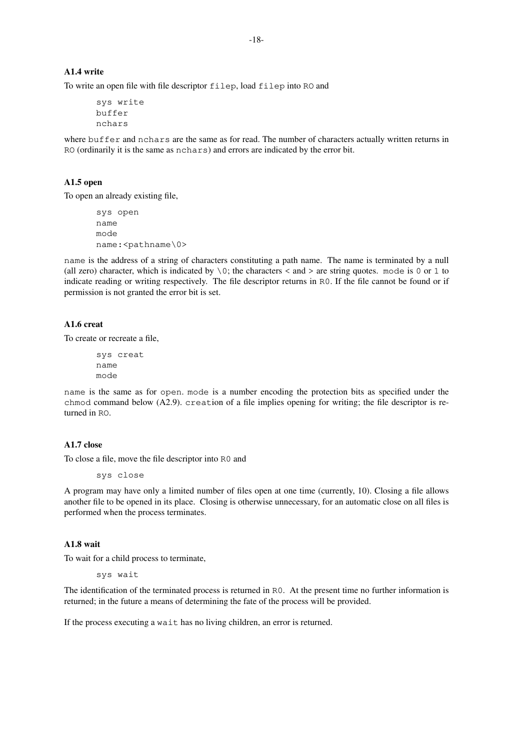### A1.4 write

To write an open file with file descriptor `filep`, load `filep` into `RO` and

```
sys write
buffer
nchars
```

where `buffer` and `nchars` are the same as for read. The number of characters actually written returns in `RO` (ordinarily it is the same as `nchars`) and errors are indicated by the error bit.

### A1.5 open

To open an already existing file,

```
sys open
name
mode
name:<pathname\0>
```

`name` is the address of a string of characters constituting a path name. The name is terminated by a null (all zero) character, which is indicated by `\0`; the characters < and > are string quotes. `mode` is `0` or `1` to indicate reading or writing respectively. The file descriptor returns in `R0`. If the file cannot be found or if permission is not granted the error bit is set.

### A1.6 creat

To create or recreate a file,

```
sys creat
name
mode
```

`name` is the same as for `open`. `mode` is a number encoding the protection bits as specified under the `chmod` command below (A2.9). `creat`ion of a file implies opening for writing; the file descriptor is returned in `RO`.

### A1.7 close

To close a file, move the file descriptor into `R0` and

```
sys close
```

A program may have only a limited number of files open at one time (currently, 10). Closing a file allows another file to be opened in its place. Closing is otherwise unnecessary, for an automatic close on all files is performed when the process terminates.

### A1.8 wait

To wait for a child process to terminate,

```
sys wait
```

The identification of the terminated process is returned in `R0`. At the present time no further information is returned; in the future a means of determining the fate of the process will be provided.

If the process executing a `wait` has no living children, an error is returned.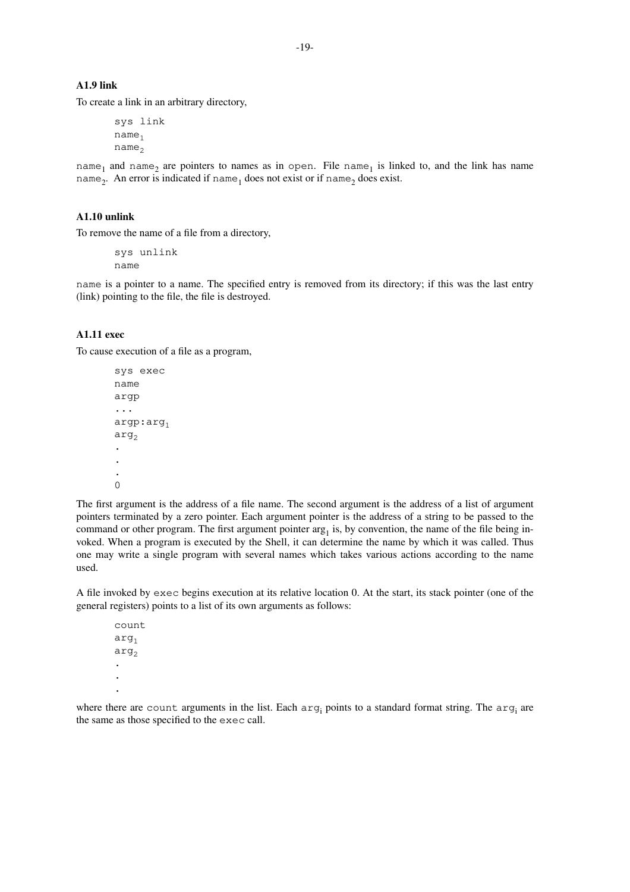### A1.9 link

To create a link in an arbitrary directory,

```
sys link
name₁
name₂
```

`name`$_1$ and `name`$_2$ are pointers to names as in `open`. File `name`$_1$ is linked to, and the link has name `name`$_2$. An error is indicated if `name`$_1$ does not exist or if `name`$_2$ does exist.

### A1.10 unlink

To remove the name of a file from a directory,

```
sys unlink
name
```

`name` is a pointer to a name. The specified entry is removed from its directory; if this was the last entry (link) pointing to the file, the file is destroyed.

### A1.11 exec

To cause execution of a file as a program,

```
sys exec
name
argp
...
argp:arg₁
arg₂
.
.
.
0
```

The first argument is the address of a file name. The second argument is the address of a list of argument pointers terminated by a zero pointer. Each argument pointer is the address of a string to be passed to the command or other program. The first argument pointer $\text{arg}_1$ is, by convention, the name of the file being invoked. When a program is executed by the Shell, it can determine the name by which it was called. Thus one may write a single program with several names which takes various actions according to the name used.

A file invoked by `exec` begins execution at its relative location 0. At the start, its stack pointer (one of the general registers) points to a list of its own arguments as follows:

```
count
arg₁
arg₂
.
.
.
```

where there are `count` arguments in the list. Each `arg`$_i$ points to a standard format string. The `arg`$_i$ are the same as those specified to the `exec` call.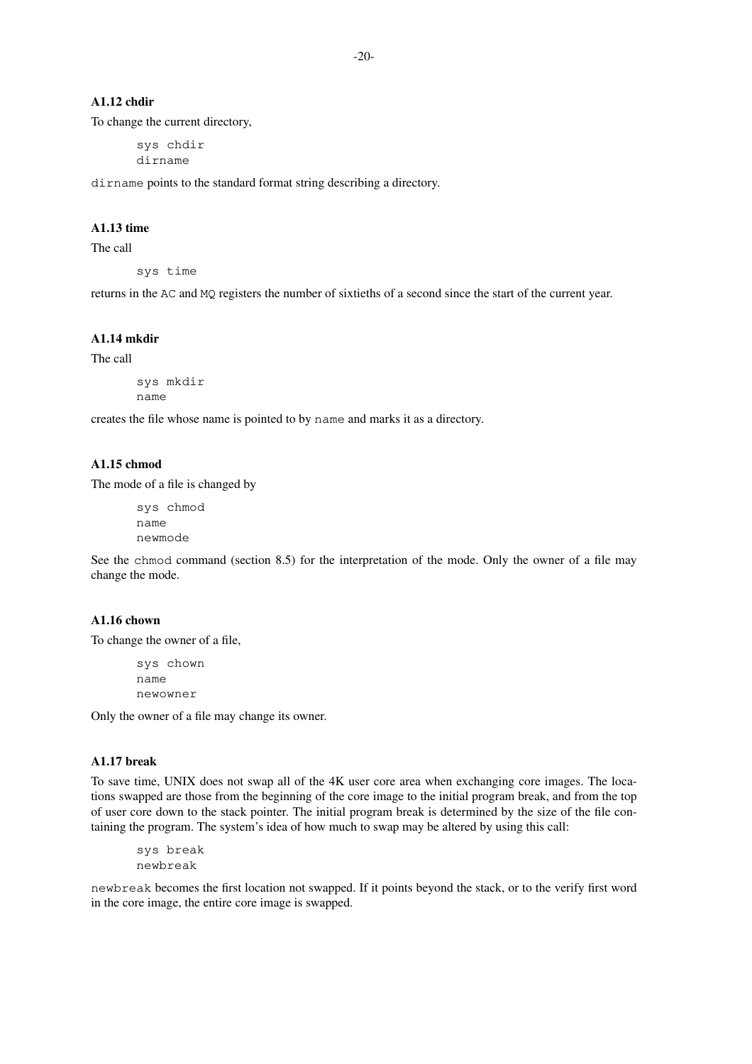### A1.12 chdir

To change the current directory,

```
sys chdir
dirname
```

`dirname` points to the standard format string describing a directory.

### A1.13 time

The call

```
sys time
```

returns in the `AC` and `MQ` registers the number of sixtieths of a second since the start of the current year.

### A1.14 mkdir

The call

```
sys mkdir
name
```

creates the file whose name is pointed to by `name` and marks it as a directory.

### A1.15 chmod

The mode of a file is changed by

```
sys chmod
name
newmode
```

See the `chmod` command (section 8.5) for the interpretation of the mode. Only the owner of a file may change the mode.

### A1.16 chown

To change the owner of a file,

```
sys chown
name
newowner
```

Only the owner of a file may change its owner.

### A1.17 break

To save time, UNIX does not swap all of the 4K user core area when exchanging core images. The locations swapped are those from the beginning of the core image to the initial program break, and from the top of user core down to the stack pointer. The initial program break is determined by the size of the file containing the program. The system's idea of how much to swap may be altered by using this call:

```
sys break
newbreak
```

`newbreak` becomes the first location not swapped. If it points beyond the stack, or to the verify first word in the core image, the entire core image is swapped.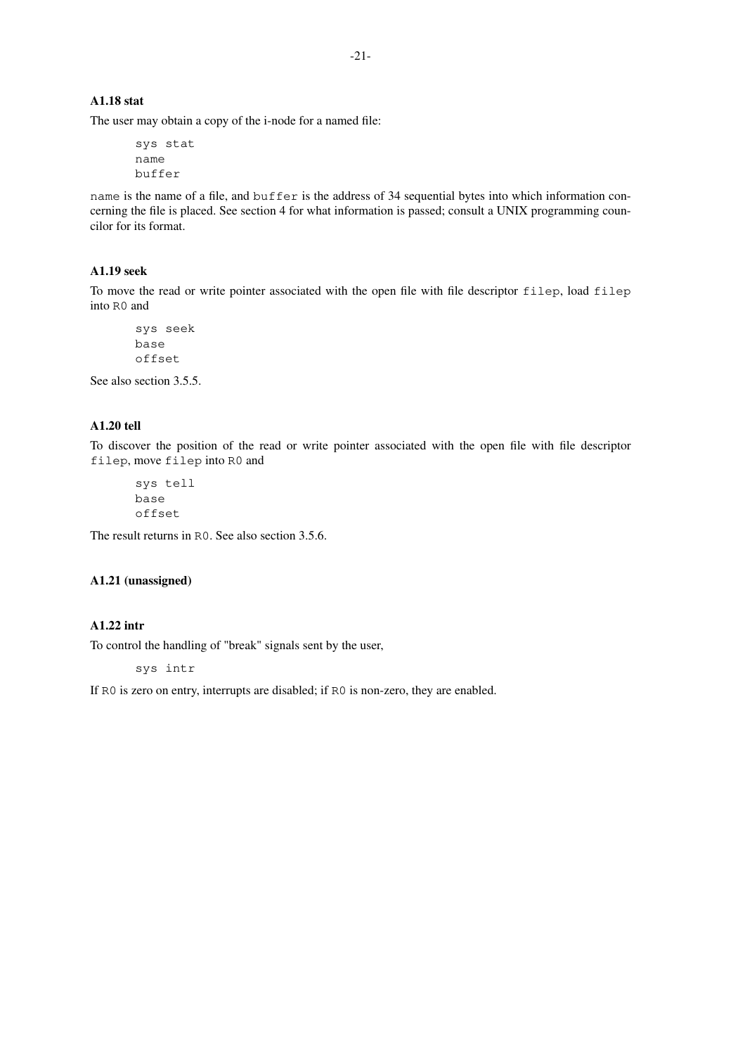### A1.18 stat

The user may obtain a copy of the i-node for a named file:

```
sys stat
name
buffer
```

`name` is the name of a file, and `buffer` is the address of 34 sequential bytes into which information concerning the file is placed. See section 4 for what information is passed; consult a UNIX programming councilor for its format.

### A1.19 seek

To move the read or write pointer associated with the open file with file descriptor `filep`, load `filep` into `R0` and

```
sys seek
base
offset
```

See also section 3.5.5.

### A1.20 tell

To discover the position of the read or write pointer associated with the open file with file descriptor `filep`, move `filep` into `R0` and

```
sys tell
base
offset
```

The result returns in `R0`. See also section 3.5.6.

### A1.21 (unassigned)

### A1.22 intr

To control the handling of "break" signals sent by the user,

```
sys intr
```

If `R0` is zero on entry, interrupts are disabled; if `R0` is non-zero, they are enabled.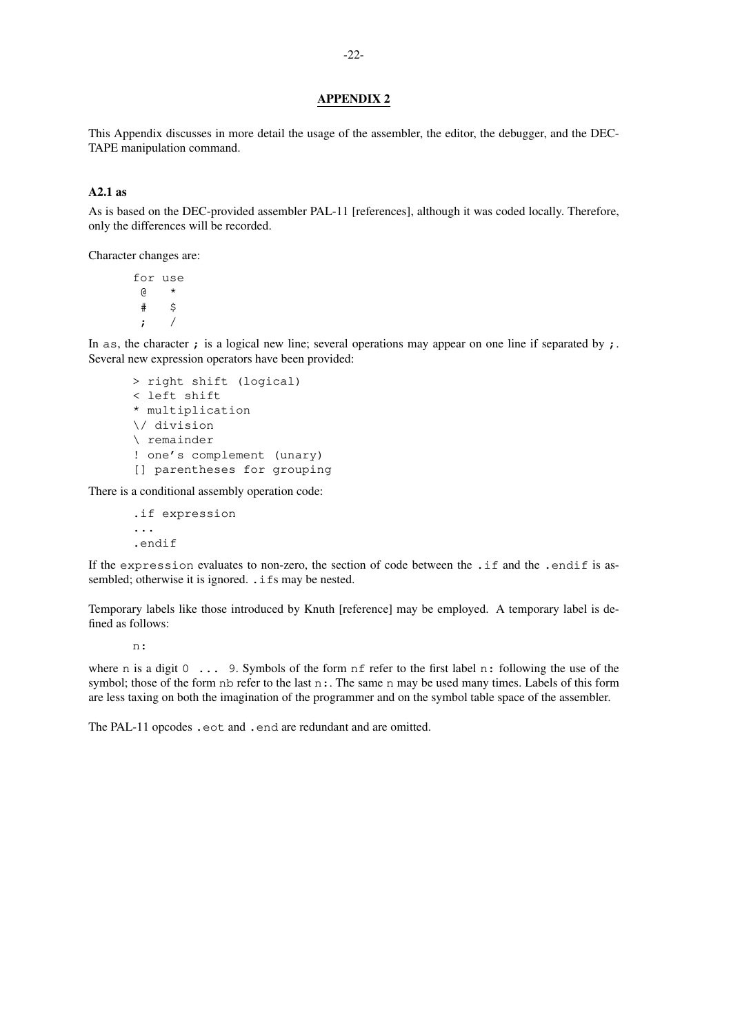# APPENDIX 2

This Appendix discusses in more detail the usage of the assembler, the editor, the debugger, and the DEC-TAPE manipulation command.

### A2.1 as

As is based on the DEC-provided assembler PAL-11 [references], although it was coded locally. Therefore, only the differences will be recorded.

Character changes are:

```
for use
 @   *
 #   $
 ;   /
```

In `as`, the character **;** is a logical new line; several operations may appear on one line if separated by **;**. Several new expression operators have been provided:

```
> right shift (logical)
< left shift
* multiplication
\/ division
\ remainder
! one's complement (unary)
[] parentheses for grouping
```

There is a conditional assembly operation code:

```
.if expression
...
.endif
```

If the `expression` evaluates to non-zero, the section of code between the `.if` and the `.endif` is assembled; otherwise it is ignored. `.ifs` may be nested.

Temporary labels like those introduced by Knuth [reference] may be employed. A temporary label is defined as follows:

```
n:
```

where `n` is a digit `0 ... 9`. Symbols of the form `nf` refer to the first label `n:` following the use of the symbol; those of the form `nb` refer to the last `n:`. The same `n` may be used many times. Labels of this form are less taxing on both the imagination of the programmer and on the symbol table space of the assembler.

The PAL-11 opcodes `.eot` and `.end` are redundant and are omitted.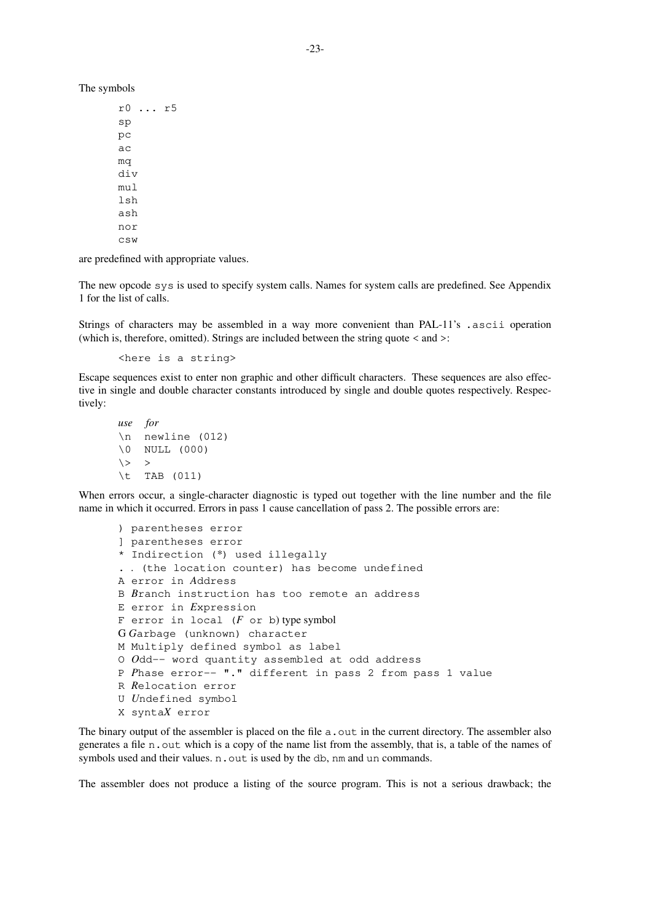The symbols

```
r0 ... r5
sp
pc
ac
mq
div
mul
lsh
ash
nor
csw
```

are predefined with appropriate values.

The new opcode `sys` is used to specify system calls. Names for system calls are predefined. See Appendix 1 for the list of calls.

Strings of characters may be assembled in a way more convenient than PAL-11's `.ascii` operation (which is, therefore, omitted). Strings are included between the string quote < and >:

```
<here is a string>
```

Escape sequences exist to enter non graphic and other difficult characters. These sequences are also effective in single and double character constants introduced by single and double quotes respectively. Respectively:

| *use* | *for* |
|---|---|
| `\n` | newline (012) |
| `\0` | NULL (000) |
| `\>` | > |
| `\t` | TAB (011) |

When errors occur, a single-character diagnostic is typed out together with the line number and the file name in which it occurred. Errors in pass 1 cause cancellation of pass 2. The possible errors are:

```
) parentheses error
] parentheses error
* Indirection (*) used illegally
. . (the location counter) has become undefined
A error in Address
B Branch instruction has too remote an address
E error in Expression
F error in local (F or b) type symbol
G Garbage (unknown) character
M Multiply defined symbol as label
O Odd-- word quantity assembled at odd address
P Phase error-- "." different in pass 2 from pass 1 value
R Relocation error
U Undefined symbol
X syntaX error
```

The binary output of the assembler is placed on the file `a.out` in the current directory. The assembler also generates a file `n.out` which is a copy of the name list from the assembly, that is, a table of the names of symbols used and their values. `n.out` is used by the `db`, `nm` and `un` commands.

The assembler does not produce a listing of the source program. This is not a serious drawback; the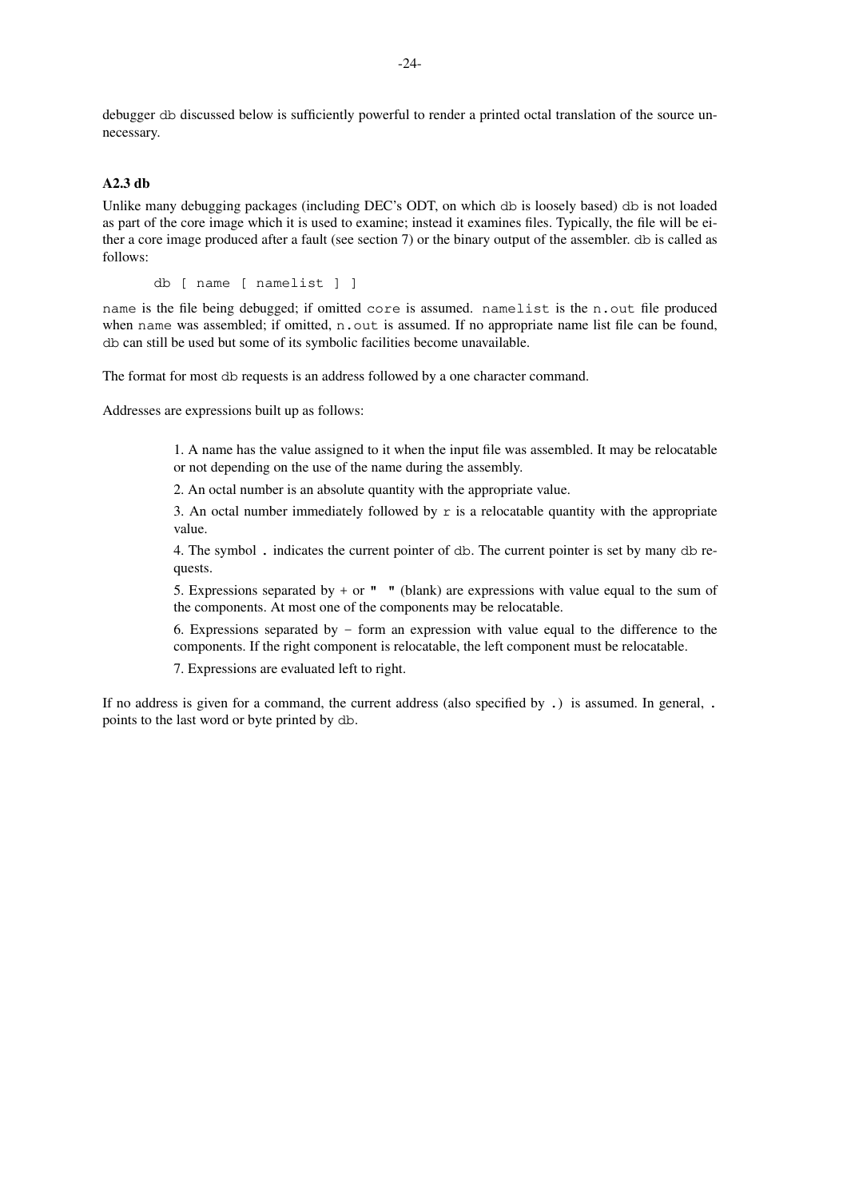debugger db discussed below is sufficiently powerful to render a printed octal translation of the source unnecessary.

### A2.3 db

Unlike many debugging packages (including DEC's ODT, on which db is loosely based) db is not loaded as part of the core image which it is used to examine; instead it examines files. Typically, the file will be either a core image produced after a fault (see section 7) or the binary output of the assembler. db is called as follows:

```
db [ name [ namelist ] ]
```

name is the file being debugged; if omitted core is assumed. namelist is the n.out file produced when name was assembled; if omitted, n.out is assumed. If no appropriate name list file can be found, db can still be used but some of its symbolic facilities become unavailable.

The format for most db requests is an address followed by a one character command.

Addresses are expressions built up as follows:

> 1. A name has the value assigned to it when the input file was assembled. It may be relocatable or not depending on the use of the name during the assembly.
>
> 2. An octal number is an absolute quantity with the appropriate value.
>
> 3. An octal number immediately followed by r is a relocatable quantity with the appropriate value.
>
> 4. The symbol **.** indicates the current pointer of db. The current pointer is set by many db requests.
>
> 5. Expressions separated by + or **" "** (blank) are expressions with value equal to the sum of the components. At most one of the components may be relocatable.
>
> 6. Expressions separated by − form an expression with value equal to the difference to the components. If the right component is relocatable, the left component must be relocatable.
>
> 7. Expressions are evaluated left to right.

If no address is given for a command, the current address (also specified by **.**) is assumed. In general, **.** points to the last word or byte printed by db.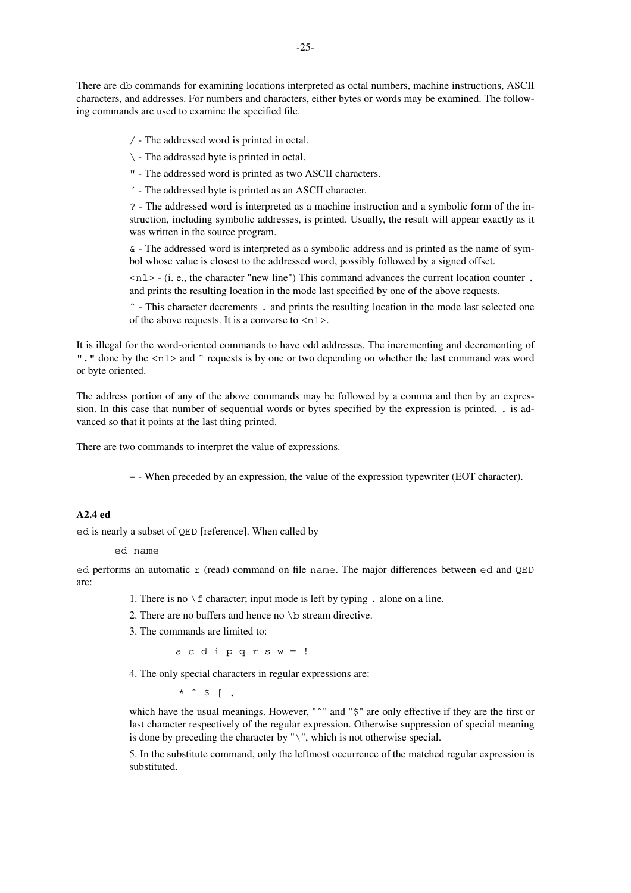There are db commands for examining locations interpreted as octal numbers, machine instructions, ASCII characters, and addresses. For numbers and characters, either bytes or words may be examined. The following commands are used to examine the specified file.

> / - The addressed word is printed in octal.
>
> \ - The addressed byte is printed in octal.
>
> " - The addressed word is printed as two ASCII characters.
>
> ´ - The addressed byte is printed as an ASCII character.
>
> ? - The addressed word is interpreted as a machine instruction and a symbolic form of the instruction, including symbolic addresses, is printed. Usually, the result will appear exactly as it was written in the source program.
>
> & - The addressed word is interpreted as a symbolic address and is printed as the name of symbol whose value is closest to the addressed word, possibly followed by a signed offset.
>
> <nl> - (i. e., the character "new line") This command advances the current location counter **.** and prints the resulting location in the mode last specified by one of the above requests.
>
> ^ - This character decrements **.** and prints the resulting location in the mode last selected one of the above requests. It is a converse to <nl>.

It is illegal for the word-oriented commands to have odd addresses. The incrementing and decrementing of **"."** done by the <nl> and ^ requests is by one or two depending on whether the last command was word or byte oriented.

The address portion of any of the above commands may be followed by a comma and then by an expression. In this case that number of sequential words or bytes specified by the expression is printed. **.** is advanced so that it points at the last thing printed.

There are two commands to interpret the value of expressions.

> = - When preceded by an expression, the value of the expression typewriter (EOT character).

### A2.4 ed

ed is nearly a subset of QED [reference]. When called by

```
ed name
```

ed performs an automatic r (read) command on file name. The major differences between ed and QED are:

> 1. There is no \f character; input mode is left by typing **.** alone on a line.
>
> 2. There are no buffers and hence no \b stream directive.
>
> 3. The commands are limited to:
>
> ```
> a c d i p q r s w = !
> ```
>
> 4. The only special characters in regular expressions are:
>
> ```
> * ^ $ [ .
> ```
>
> which have the usual meanings. However, "^" and "$" are only effective if they are the first or last character respectively of the regular expression. Otherwise suppression of special meaning is done by preceding the character by "\", which is not otherwise special.
>
> 5. In the substitute command, only the leftmost occurrence of the matched regular expression is substituted.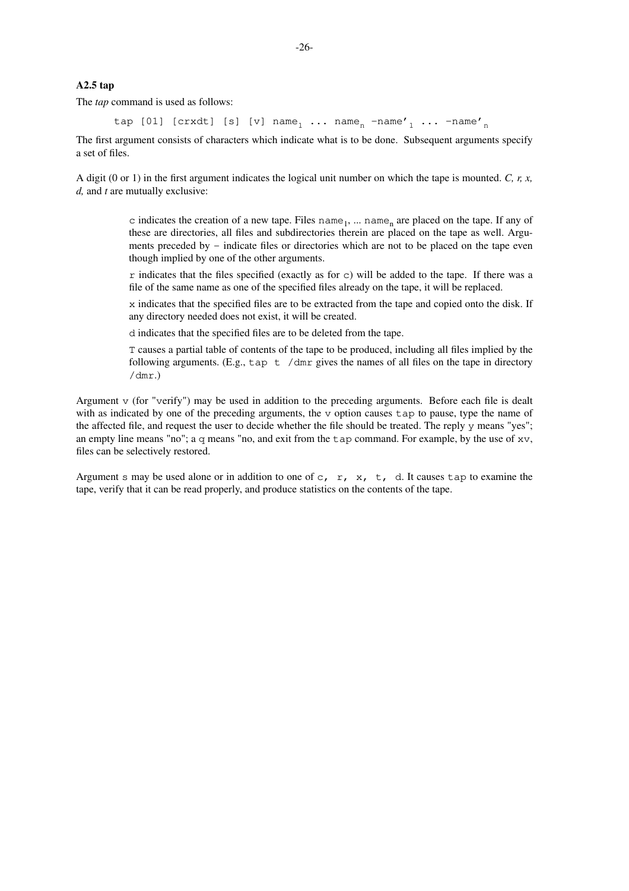### A2.5 tap

The *tap* command is used as follows:

```
tap [01] [crxdt] [s] [v] name₁ ... nameₙ −name'₁ ... −name'ₙ
```

The first argument consists of characters which indicate what is to be done. Subsequent arguments specify a set of files.

A digit (0 or 1) in the first argument indicates the logical unit number on which the tape is mounted. *C, r, x, d,* and *t* are mutually exclusive:

> c indicates the creation of a new tape. Files $\text{name}_1$, ... $\text{name}_n$ are placed on the tape. If any of these are directories, all files and subdirectories therein are placed on the tape as well. Arguments preceded by − indicate files or directories which are not to be placed on the tape even though implied by one of the other arguments.
>
> r indicates that the files specified (exactly as for c) will be added to the tape. If there was a file of the same name as one of the specified files already on the tape, it will be replaced.
>
> x indicates that the specified files are to be extracted from the tape and copied onto the disk. If any directory needed does not exist, it will be created.
>
> d indicates that the specified files are to be deleted from the tape.
>
> T causes a partial table of contents of the tape to be produced, including all files implied by the following arguments. (E.g., `tap t /dmr` gives the names of all files on the tape in directory `/dmr`.)

Argument v (for "verify") may be used in addition to the preceding arguments. Before each file is dealt with as indicated by one of the preceding arguments, the v option causes `tap` to pause, type the name of the affected file, and request the user to decide whether the file should be treated. The reply y means "yes"; an empty line means "no"; a q means "no, and exit from the `tap` command. For example, by the use of xv, files can be selectively restored.

Argument s may be used alone or in addition to one of c, r, x, t, d. It causes `tap` to examine the tape, verify that it can be read properly, and produce statistics on the contents of the tape.